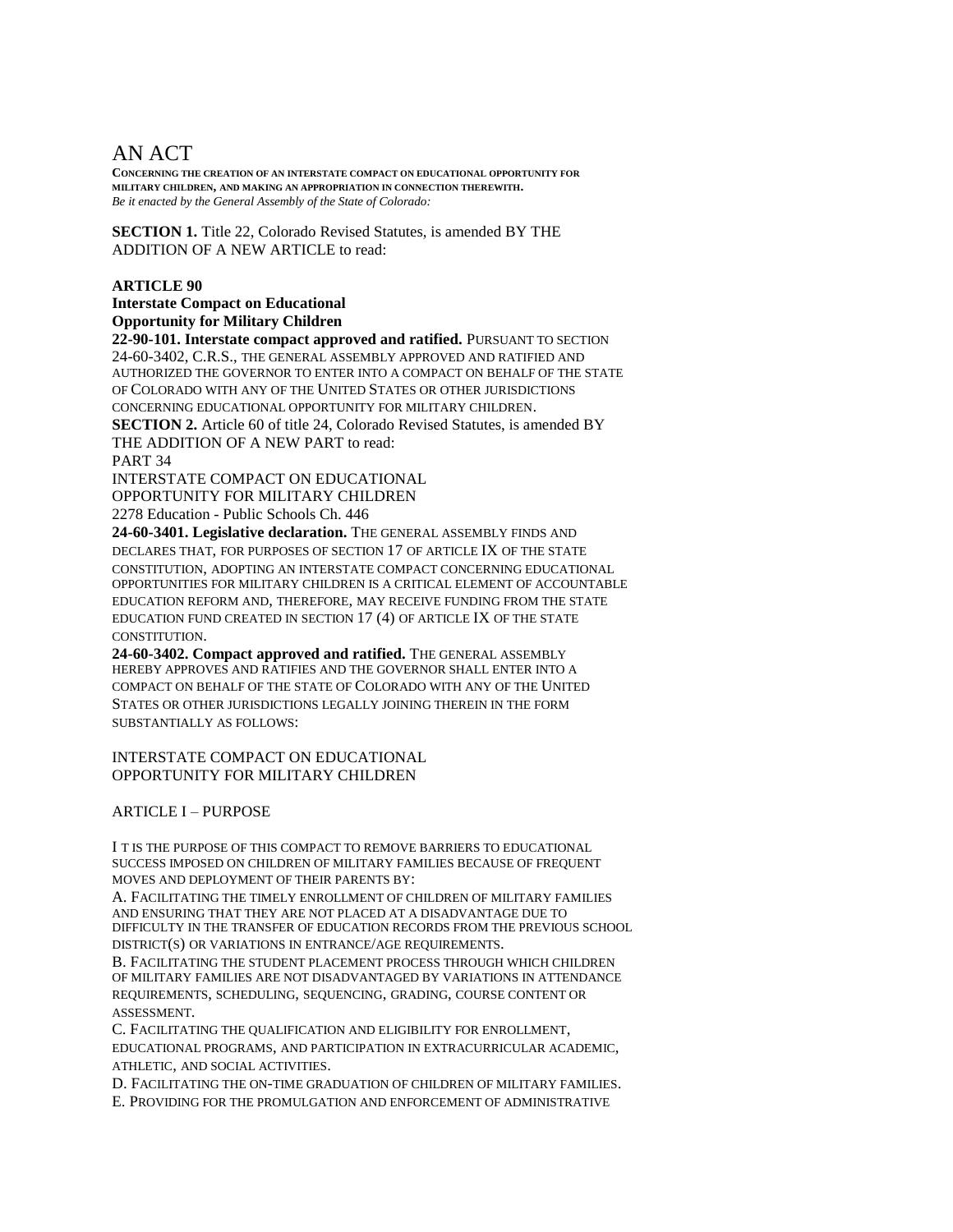# AN ACT

**CONCERNING THE CREATION OF AN INTERSTATE COMPACT ON EDUCATIONAL OPPORTUNITY FOR MILITARY CHILDREN, AND MAKING AN APPROPRIATION IN CONNECTION THEREWITH.**

*Be it enacted by the General Assembly of the State of Colorado:*

**SECTION 1.** Title 22, Colorado Revised Statutes, is amended BY THE ADDITION OF A NEW ARTICLE to read:

**ARTICLE 90**
**Interstate Compact on Educational Opportunity for Military Children**

**22-90-101. Interstate compact approved and ratified.** PURSUANT TO SECTION 24-60-3402, C.R.S., THE GENERAL ASSEMBLY APPROVED AND RATIFIED AND AUTHORIZED THE GOVERNOR TO ENTER INTO A COMPACT ON BEHALF OF THE STATE OF COLORADO WITH ANY OF THE UNITED STATES OR OTHER JURISDICTIONS CONCERNING EDUCATIONAL OPPORTUNITY FOR MILITARY CHILDREN.

**SECTION 2.** Article 60 of title 24, Colorado Revised Statutes, is amended BY THE ADDITION OF A NEW PART to read:

PART 34
INTERSTATE COMPACT ON EDUCATIONAL OPPORTUNITY FOR MILITARY CHILDREN

2278 Education - Public Schools Ch. 446

**24-60-3401. Legislative declaration.** THE GENERAL ASSEMBLY FINDS AND DECLARES THAT, FOR PURPOSES OF SECTION 17 OF ARTICLE IX OF THE STATE CONSTITUTION, ADOPTING AN INTERSTATE COMPACT CONCERNING EDUCATIONAL OPPORTUNITIES FOR MILITARY CHILDREN IS A CRITICAL ELEMENT OF ACCOUNTABLE EDUCATION REFORM AND, THEREFORE, MAY RECEIVE FUNDING FROM THE STATE EDUCATION FUND CREATED IN SECTION 17 (4) OF ARTICLE IX OF THE STATE CONSTITUTION.

**24-60-3402. Compact approved and ratified.** THE GENERAL ASSEMBLY HEREBY APPROVES AND RATIFIES AND THE GOVERNOR SHALL ENTER INTO A COMPACT ON BEHALF OF THE STATE OF COLORADO WITH ANY OF THE UNITED STATES OR OTHER JURISDICTIONS LEGALLY JOINING THEREIN IN THE FORM SUBSTANTIALLY AS FOLLOWS:

INTERSTATE COMPACT ON EDUCATIONAL OPPORTUNITY FOR MILITARY CHILDREN

ARTICLE I – PURPOSE

IT IS THE PURPOSE OF THIS COMPACT TO REMOVE BARRIERS TO EDUCATIONAL SUCCESS IMPOSED ON CHILDREN OF MILITARY FAMILIES BECAUSE OF FREQUENT MOVES AND DEPLOYMENT OF THEIR PARENTS BY:

A. FACILITATING THE TIMELY ENROLLMENT OF CHILDREN OF MILITARY FAMILIES AND ENSURING THAT THEY ARE NOT PLACED AT A DISADVANTAGE DUE TO DIFFICULTY IN THE TRANSFER OF EDUCATION RECORDS FROM THE PREVIOUS SCHOOL DISTRICT(S) OR VARIATIONS IN ENTRANCE/AGE REQUIREMENTS.

B. FACILITATING THE STUDENT PLACEMENT PROCESS THROUGH WHICH CHILDREN OF MILITARY FAMILIES ARE NOT DISADVANTAGED BY VARIATIONS IN ATTENDANCE REQUIREMENTS, SCHEDULING, SEQUENCING, GRADING, COURSE CONTENT OR ASSESSMENT.

C. FACILITATING THE QUALIFICATION AND ELIGIBILITY FOR ENROLLMENT, EDUCATIONAL PROGRAMS, AND PARTICIPATION IN EXTRACURRICULAR ACADEMIC, ATHLETIC, AND SOCIAL ACTIVITIES.

D. FACILITATING THE ON-TIME GRADUATION OF CHILDREN OF MILITARY FAMILIES.

E. PROVIDING FOR THE PROMULGATION AND ENFORCEMENT OF ADMINISTRATIVE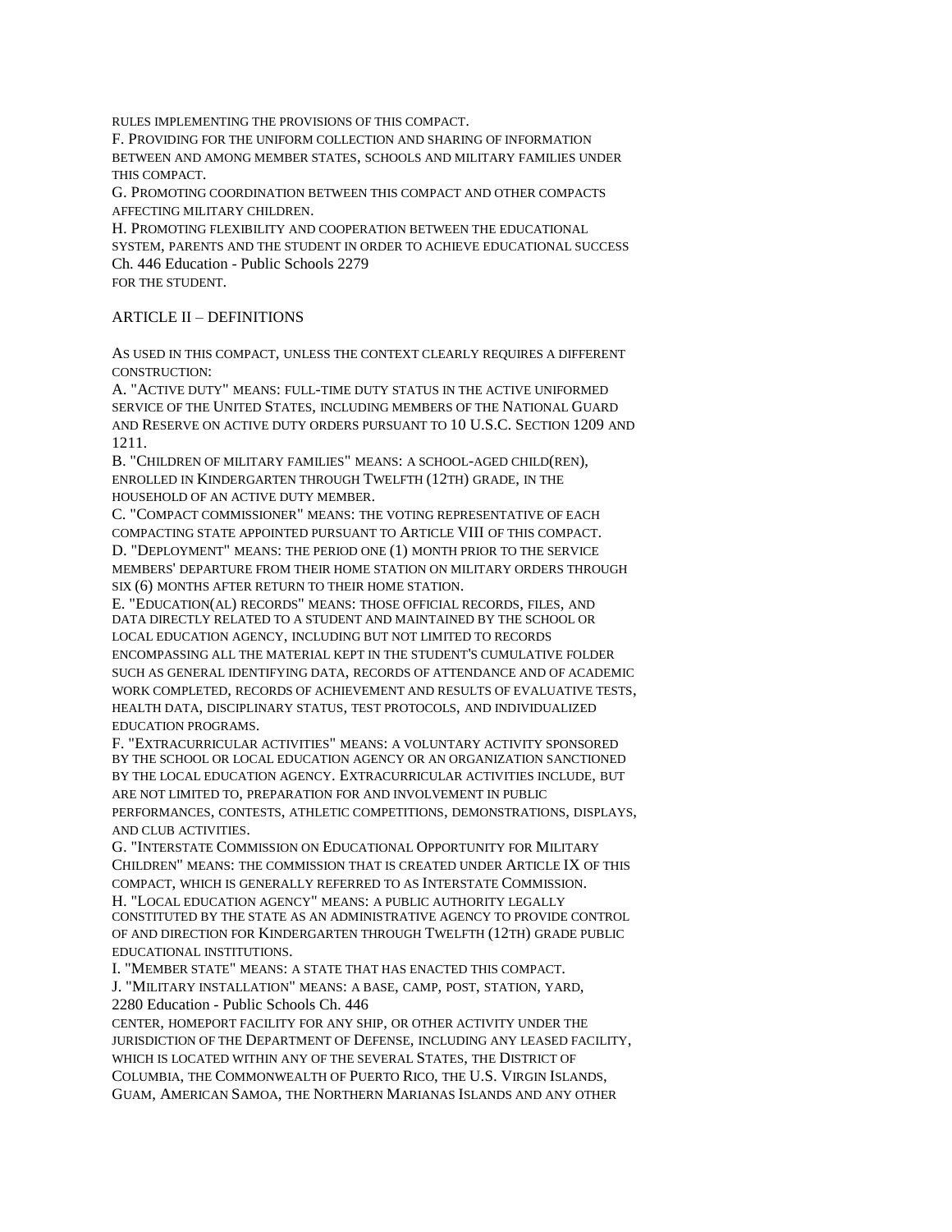RULES IMPLEMENTING THE PROVISIONS OF THIS COMPACT.

F. PROVIDING FOR THE UNIFORM COLLECTION AND SHARING OF INFORMATION BETWEEN AND AMONG MEMBER STATES, SCHOOLS AND MILITARY FAMILIES UNDER THIS COMPACT.

G. PROMOTING COORDINATION BETWEEN THIS COMPACT AND OTHER COMPACTS AFFECTING MILITARY CHILDREN.

H. PROMOTING FLEXIBILITY AND COOPERATION BETWEEN THE EDUCATIONAL SYSTEM, PARENTS AND THE STUDENT IN ORDER TO ACHIEVE EDUCATIONAL SUCCESS FOR THE STUDENT.

## ARTICLE II – DEFINITIONS

AS USED IN THIS COMPACT, UNLESS THE CONTEXT CLEARLY REQUIRES A DIFFERENT CONSTRUCTION:

A. "ACTIVE DUTY" MEANS: FULL-TIME DUTY STATUS IN THE ACTIVE UNIFORMED SERVICE OF THE UNITED STATES, INCLUDING MEMBERS OF THE NATIONAL GUARD AND RESERVE ON ACTIVE DUTY ORDERS PURSUANT TO 10 U.S.C. SECTION 1209 AND 1211.

B. "CHILDREN OF MILITARY FAMILIES" MEANS: A SCHOOL-AGED CHILD(REN), ENROLLED IN KINDERGARTEN THROUGH TWELFTH (12TH) GRADE, IN THE HOUSEHOLD OF AN ACTIVE DUTY MEMBER.

C. "COMPACT COMMISSIONER" MEANS: THE VOTING REPRESENTATIVE OF EACH COMPACTING STATE APPOINTED PURSUANT TO ARTICLE VIII OF THIS COMPACT.

D. "DEPLOYMENT" MEANS: THE PERIOD ONE (1) MONTH PRIOR TO THE SERVICE MEMBERS' DEPARTURE FROM THEIR HOME STATION ON MILITARY ORDERS THROUGH SIX (6) MONTHS AFTER RETURN TO THEIR HOME STATION.

E. "EDUCATION(AL) RECORDS" MEANS: THOSE OFFICIAL RECORDS, FILES, AND DATA DIRECTLY RELATED TO A STUDENT AND MAINTAINED BY THE SCHOOL OR LOCAL EDUCATION AGENCY, INCLUDING BUT NOT LIMITED TO RECORDS ENCOMPASSING ALL THE MATERIAL KEPT IN THE STUDENT'S CUMULATIVE FOLDER SUCH AS GENERAL IDENTIFYING DATA, RECORDS OF ATTENDANCE AND OF ACADEMIC WORK COMPLETED, RECORDS OF ACHIEVEMENT AND RESULTS OF EVALUATIVE TESTS, HEALTH DATA, DISCIPLINARY STATUS, TEST PROTOCOLS, AND INDIVIDUALIZED EDUCATION PROGRAMS.

F. "EXTRACURRICULAR ACTIVITIES" MEANS: A VOLUNTARY ACTIVITY SPONSORED BY THE SCHOOL OR LOCAL EDUCATION AGENCY OR AN ORGANIZATION SANCTIONED BY THE LOCAL EDUCATION AGENCY. EXTRACURRICULAR ACTIVITIES INCLUDE, BUT ARE NOT LIMITED TO, PREPARATION FOR AND INVOLVEMENT IN PUBLIC PERFORMANCES, CONTESTS, ATHLETIC COMPETITIONS, DEMONSTRATIONS, DISPLAYS, AND CLUB ACTIVITIES.

G. "INTERSTATE COMMISSION ON EDUCATIONAL OPPORTUNITY FOR MILITARY CHILDREN" MEANS: THE COMMISSION THAT IS CREATED UNDER ARTICLE IX OF THIS COMPACT, WHICH IS GENERALLY REFERRED TO AS INTERSTATE COMMISSION.

H. "LOCAL EDUCATION AGENCY" MEANS: A PUBLIC AUTHORITY LEGALLY CONSTITUTED BY THE STATE AS AN ADMINISTRATIVE AGENCY TO PROVIDE CONTROL OF AND DIRECTION FOR KINDERGARTEN THROUGH TWELFTH (12TH) GRADE PUBLIC EDUCATIONAL INSTITUTIONS.

I. "MEMBER STATE" MEANS: A STATE THAT HAS ENACTED THIS COMPACT.

J. "MILITARY INSTALLATION" MEANS: A BASE, CAMP, POST, STATION, YARD, CENTER, HOMEPORT FACILITY FOR ANY SHIP, OR OTHER ACTIVITY UNDER THE JURISDICTION OF THE DEPARTMENT OF DEFENSE, INCLUDING ANY LEASED FACILITY, WHICH IS LOCATED WITHIN ANY OF THE SEVERAL STATES, THE DISTRICT OF COLUMBIA, THE COMMONWEALTH OF PUERTO RICO, THE U.S. VIRGIN ISLANDS, GUAM, AMERICAN SAMOA, THE NORTHERN MARIANAS ISLANDS AND ANY OTHER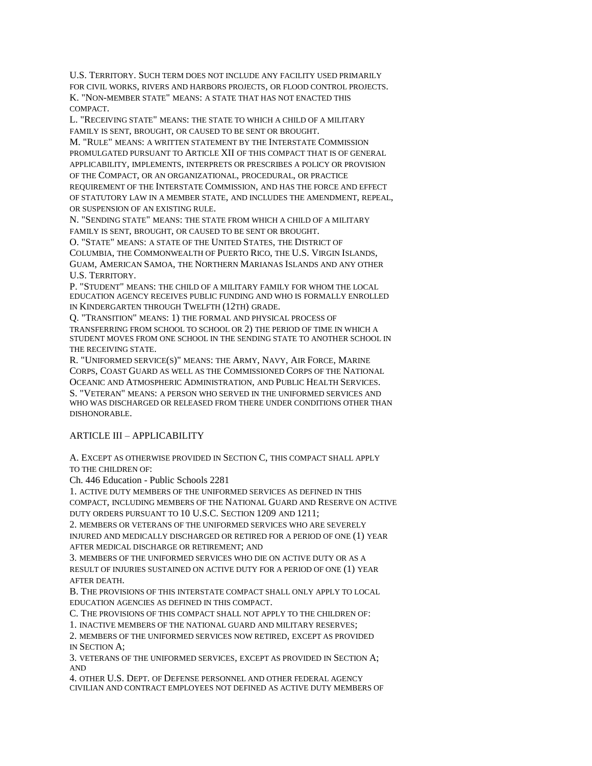U.S. TERRITORY. SUCH TERM DOES NOT INCLUDE ANY FACILITY USED PRIMARILY FOR CIVIL WORKS, RIVERS AND HARBORS PROJECTS, OR FLOOD CONTROL PROJECTS.

K. "NON-MEMBER STATE" MEANS: A STATE THAT HAS NOT ENACTED THIS COMPACT.

L. "RECEIVING STATE" MEANS: THE STATE TO WHICH A CHILD OF A MILITARY FAMILY IS SENT, BROUGHT, OR CAUSED TO BE SENT OR BROUGHT.

M. "RULE" MEANS: A WRITTEN STATEMENT BY THE INTERSTATE COMMISSION PROMULGATED PURSUANT TO ARTICLE XII OF THIS COMPACT THAT IS OF GENERAL APPLICABILITY, IMPLEMENTS, INTERPRETS OR PRESCRIBES A POLICY OR PROVISION OF THE COMPACT, OR AN ORGANIZATIONAL, PROCEDURAL, OR PRACTICE REQUIREMENT OF THE INTERSTATE COMMISSION, AND HAS THE FORCE AND EFFECT OF STATUTORY LAW IN A MEMBER STATE, AND INCLUDES THE AMENDMENT, REPEAL, OR SUSPENSION OF AN EXISTING RULE.

N. "SENDING STATE" MEANS: THE STATE FROM WHICH A CHILD OF A MILITARY FAMILY IS SENT, BROUGHT, OR CAUSED TO BE SENT OR BROUGHT.

O. "STATE" MEANS: A STATE OF THE UNITED STATES, THE DISTRICT OF COLUMBIA, THE COMMONWEALTH OF PUERTO RICO, THE U.S. VIRGIN ISLANDS, GUAM, AMERICAN SAMOA, THE NORTHERN MARIANAS ISLANDS AND ANY OTHER U.S. TERRITORY.

P. "STUDENT" MEANS: THE CHILD OF A MILITARY FAMILY FOR WHOM THE LOCAL EDUCATION AGENCY RECEIVES PUBLIC FUNDING AND WHO IS FORMALLY ENROLLED IN KINDERGARTEN THROUGH TWELFTH (12TH) GRADE.

Q. "TRANSITION" MEANS: 1) THE FORMAL AND PHYSICAL PROCESS OF TRANSFERRING FROM SCHOOL TO SCHOOL OR 2) THE PERIOD OF TIME IN WHICH A STUDENT MOVES FROM ONE SCHOOL IN THE SENDING STATE TO ANOTHER SCHOOL IN THE RECEIVING STATE.

R. "UNIFORMED SERVICE(S)" MEANS: THE ARMY, NAVY, AIR FORCE, MARINE CORPS, COAST GUARD AS WELL AS THE COMMISSIONED CORPS OF THE NATIONAL OCEANIC AND ATMOSPHERIC ADMINISTRATION, AND PUBLIC HEALTH SERVICES.

S. "VETERAN" MEANS: A PERSON WHO SERVED IN THE UNIFORMED SERVICES AND WHO WAS DISCHARGED OR RELEASED FROM THERE UNDER CONDITIONS OTHER THAN DISHONORABLE.

## ARTICLE III – APPLICABILITY

A. EXCEPT AS OTHERWISE PROVIDED IN SECTION C, THIS COMPACT SHALL APPLY TO THE CHILDREN OF:

Ch. 446 Education - Public Schools 2281

1. ACTIVE DUTY MEMBERS OF THE UNIFORMED SERVICES AS DEFINED IN THIS COMPACT, INCLUDING MEMBERS OF THE NATIONAL GUARD AND RESERVE ON ACTIVE DUTY ORDERS PURSUANT TO 10 U.S.C. SECTION 1209 AND 1211;
2. MEMBERS OR VETERANS OF THE UNIFORMED SERVICES WHO ARE SEVERELY INJURED AND MEDICALLY DISCHARGED OR RETIRED FOR A PERIOD OF ONE (1) YEAR AFTER MEDICAL DISCHARGE OR RETIREMENT; AND
3. MEMBERS OF THE UNIFORMED SERVICES WHO DIE ON ACTIVE DUTY OR AS A RESULT OF INJURIES SUSTAINED ON ACTIVE DUTY FOR A PERIOD OF ONE (1) YEAR AFTER DEATH.

B. THE PROVISIONS OF THIS INTERSTATE COMPACT SHALL ONLY APPLY TO LOCAL EDUCATION AGENCIES AS DEFINED IN THIS COMPACT.

C. THE PROVISIONS OF THIS COMPACT SHALL NOT APPLY TO THE CHILDREN OF:

1. INACTIVE MEMBERS OF THE NATIONAL GUARD AND MILITARY RESERVES;
2. MEMBERS OF THE UNIFORMED SERVICES NOW RETIRED, EXCEPT AS PROVIDED IN SECTION A;
3. VETERANS OF THE UNIFORMED SERVICES, EXCEPT AS PROVIDED IN SECTION A; AND
4. OTHER U.S. DEPT. OF DEFENSE PERSONNEL AND OTHER FEDERAL AGENCY CIVILIAN AND CONTRACT EMPLOYEES NOT DEFINED AS ACTIVE DUTY MEMBERS OF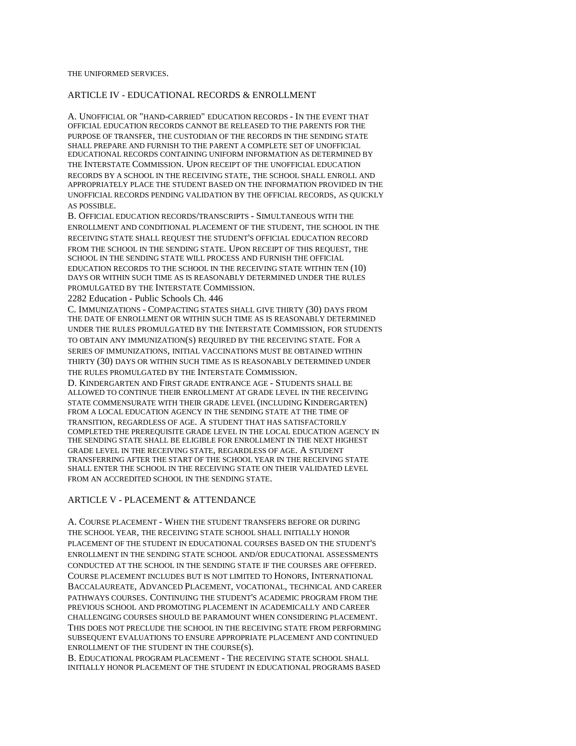THE UNIFORMED SERVICES.

## ARTICLE IV - EDUCATIONAL RECORDS & ENROLLMENT

A. UNOFFICIAL OR "HAND-CARRIED" EDUCATION RECORDS - IN THE EVENT THAT OFFICIAL EDUCATION RECORDS CANNOT BE RELEASED TO THE PARENTS FOR THE PURPOSE OF TRANSFER, THE CUSTODIAN OF THE RECORDS IN THE SENDING STATE SHALL PREPARE AND FURNISH TO THE PARENT A COMPLETE SET OF UNOFFICIAL EDUCATIONAL RECORDS CONTAINING UNIFORM INFORMATION AS DETERMINED BY THE INTERSTATE COMMISSION. UPON RECEIPT OF THE UNOFFICIAL EDUCATION RECORDS BY A SCHOOL IN THE RECEIVING STATE, THE SCHOOL SHALL ENROLL AND APPROPRIATELY PLACE THE STUDENT BASED ON THE INFORMATION PROVIDED IN THE UNOFFICIAL RECORDS PENDING VALIDATION BY THE OFFICIAL RECORDS, AS QUICKLY AS POSSIBLE.

B. OFFICIAL EDUCATION RECORDS/TRANSCRIPTS - SIMULTANEOUS WITH THE ENROLLMENT AND CONDITIONAL PLACEMENT OF THE STUDENT, THE SCHOOL IN THE RECEIVING STATE SHALL REQUEST THE STUDENT'S OFFICIAL EDUCATION RECORD FROM THE SCHOOL IN THE SENDING STATE. UPON RECEIPT OF THIS REQUEST, THE SCHOOL IN THE SENDING STATE WILL PROCESS AND FURNISH THE OFFICIAL EDUCATION RECORDS TO THE SCHOOL IN THE RECEIVING STATE WITHIN TEN (10) DAYS OR WITHIN SUCH TIME AS IS REASONABLY DETERMINED UNDER THE RULES PROMULGATED BY THE INTERSTATE COMMISSION.

2282 Education - Public Schools Ch. 446

C. IMMUNIZATIONS - COMPACTING STATES SHALL GIVE THIRTY (30) DAYS FROM THE DATE OF ENROLLMENT OR WITHIN SUCH TIME AS IS REASONABLY DETERMINED UNDER THE RULES PROMULGATED BY THE INTERSTATE COMMISSION, FOR STUDENTS TO OBTAIN ANY IMMUNIZATION(S) REQUIRED BY THE RECEIVING STATE. FOR A SERIES OF IMMUNIZATIONS, INITIAL VACCINATIONS MUST BE OBTAINED WITHIN THIRTY (30) DAYS OR WITHIN SUCH TIME AS IS REASONABLY DETERMINED UNDER THE RULES PROMULGATED BY THE INTERSTATE COMMISSION.

D. KINDERGARTEN AND FIRST GRADE ENTRANCE AGE - STUDENTS SHALL BE ALLOWED TO CONTINUE THEIR ENROLLMENT AT GRADE LEVEL IN THE RECEIVING STATE COMMENSURATE WITH THEIR GRADE LEVEL (INCLUDING KINDERGARTEN) FROM A LOCAL EDUCATION AGENCY IN THE SENDING STATE AT THE TIME OF TRANSITION, REGARDLESS OF AGE. A STUDENT THAT HAS SATISFACTORILY COMPLETED THE PREREQUISITE GRADE LEVEL IN THE LOCAL EDUCATION AGENCY IN THE SENDING STATE SHALL BE ELIGIBLE FOR ENROLLMENT IN THE NEXT HIGHEST GRADE LEVEL IN THE RECEIVING STATE, REGARDLESS OF AGE. A STUDENT TRANSFERRING AFTER THE START OF THE SCHOOL YEAR IN THE RECEIVING STATE SHALL ENTER THE SCHOOL IN THE RECEIVING STATE ON THEIR VALIDATED LEVEL FROM AN ACCREDITED SCHOOL IN THE SENDING STATE.

## ARTICLE V - PLACEMENT & ATTENDANCE

A. COURSE PLACEMENT - WHEN THE STUDENT TRANSFERS BEFORE OR DURING THE SCHOOL YEAR, THE RECEIVING STATE SCHOOL SHALL INITIALLY HONOR PLACEMENT OF THE STUDENT IN EDUCATIONAL COURSES BASED ON THE STUDENT'S ENROLLMENT IN THE SENDING STATE SCHOOL AND/OR EDUCATIONAL ASSESSMENTS CONDUCTED AT THE SCHOOL IN THE SENDING STATE IF THE COURSES ARE OFFERED. COURSE PLACEMENT INCLUDES BUT IS NOT LIMITED TO HONORS, INTERNATIONAL BACCALAUREATE, ADVANCED PLACEMENT, VOCATIONAL, TECHNICAL AND CAREER PATHWAYS COURSES. CONTINUING THE STUDENT'S ACADEMIC PROGRAM FROM THE PREVIOUS SCHOOL AND PROMOTING PLACEMENT IN ACADEMICALLY AND CAREER CHALLENGING COURSES SHOULD BE PARAMOUNT WHEN CONSIDERING PLACEMENT. THIS DOES NOT PRECLUDE THE SCHOOL IN THE RECEIVING STATE FROM PERFORMING SUBSEQUENT EVALUATIONS TO ENSURE APPROPRIATE PLACEMENT AND CONTINUED ENROLLMENT OF THE STUDENT IN THE COURSE(S).

B. EDUCATIONAL PROGRAM PLACEMENT - THE RECEIVING STATE SCHOOL SHALL INITIALLY HONOR PLACEMENT OF THE STUDENT IN EDUCATIONAL PROGRAMS BASED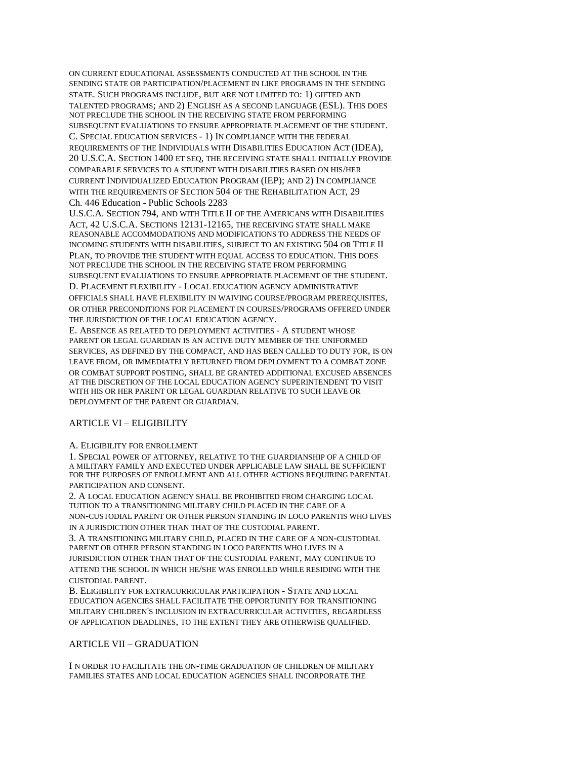ON CURRENT EDUCATIONAL ASSESSMENTS CONDUCTED AT THE SCHOOL IN THE SENDING STATE OR PARTICIPATION/PLACEMENT IN LIKE PROGRAMS IN THE SENDING STATE. SUCH PROGRAMS INCLUDE, BUT ARE NOT LIMITED TO: 1) GIFTED AND TALENTED PROGRAMS; AND 2) ENGLISH AS A SECOND LANGUAGE (ESL). THIS DOES NOT PRECLUDE THE SCHOOL IN THE RECEIVING STATE FROM PERFORMING SUBSEQUENT EVALUATIONS TO ENSURE APPROPRIATE PLACEMENT OF THE STUDENT.

C. SPECIAL EDUCATION SERVICES - 1) IN COMPLIANCE WITH THE FEDERAL REQUIREMENTS OF THE INDIVIDUALS WITH DISABILITIES EDUCATION ACT (IDEA), 20 U.S.C.A. SECTION 1400 ET SEQ, THE RECEIVING STATE SHALL INITIALLY PROVIDE COMPARABLE SERVICES TO A STUDENT WITH DISABILITIES BASED ON HIS/HER CURRENT INDIVIDUALIZED EDUCATION PROGRAM (IEP); AND 2) IN COMPLIANCE WITH THE REQUIREMENTS OF SECTION 504 OF THE REHABILITATION ACT, 29 U.S.C.A. SECTION 794, AND WITH TITLE II OF THE AMERICANS WITH DISABILITIES ACT, 42 U.S.C.A. SECTIONS 12131-12165, THE RECEIVING STATE SHALL MAKE REASONABLE ACCOMMODATIONS AND MODIFICATIONS TO ADDRESS THE NEEDS OF INCOMING STUDENTS WITH DISABILITIES, SUBJECT TO AN EXISTING 504 OR TITLE II PLAN, TO PROVIDE THE STUDENT WITH EQUAL ACCESS TO EDUCATION. THIS DOES NOT PRECLUDE THE SCHOOL IN THE RECEIVING STATE FROM PERFORMING SUBSEQUENT EVALUATIONS TO ENSURE APPROPRIATE PLACEMENT OF THE STUDENT.

D. PLACEMENT FLEXIBILITY - LOCAL EDUCATION AGENCY ADMINISTRATIVE OFFICIALS SHALL HAVE FLEXIBILITY IN WAIVING COURSE/PROGRAM PREREQUISITES, OR OTHER PRECONDITIONS FOR PLACEMENT IN COURSES/PROGRAMS OFFERED UNDER THE JURISDICTION OF THE LOCAL EDUCATION AGENCY.

E. ABSENCE AS RELATED TO DEPLOYMENT ACTIVITIES - A STUDENT WHOSE PARENT OR LEGAL GUARDIAN IS AN ACTIVE DUTY MEMBER OF THE UNIFORMED SERVICES, AS DEFINED BY THE COMPACT, AND HAS BEEN CALLED TO DUTY FOR, IS ON LEAVE FROM, OR IMMEDIATELY RETURNED FROM DEPLOYMENT TO A COMBAT ZONE OR COMBAT SUPPORT POSTING, SHALL BE GRANTED ADDITIONAL EXCUSED ABSENCES AT THE DISCRETION OF THE LOCAL EDUCATION AGENCY SUPERINTENDENT TO VISIT WITH HIS OR HER PARENT OR LEGAL GUARDIAN RELATIVE TO SUCH LEAVE OR DEPLOYMENT OF THE PARENT OR GUARDIAN.

## ARTICLE VI – ELIGIBILITY

A. ELIGIBILITY FOR ENROLLMENT

1. SPECIAL POWER OF ATTORNEY, RELATIVE TO THE GUARDIANSHIP OF A CHILD OF A MILITARY FAMILY AND EXECUTED UNDER APPLICABLE LAW SHALL BE SUFFICIENT FOR THE PURPOSES OF ENROLLMENT AND ALL OTHER ACTIONS REQUIRING PARENTAL PARTICIPATION AND CONSENT.
2. A LOCAL EDUCATION AGENCY SHALL BE PROHIBITED FROM CHARGING LOCAL TUITION TO A TRANSITIONING MILITARY CHILD PLACED IN THE CARE OF A NON-CUSTODIAL PARENT OR OTHER PERSON STANDING IN LOCO PARENTIS WHO LIVES IN A JURISDICTION OTHER THAN THAT OF THE CUSTODIAL PARENT.
3. A TRANSITIONING MILITARY CHILD, PLACED IN THE CARE OF A NON-CUSTODIAL PARENT OR OTHER PERSON STANDING IN LOCO PARENTIS WHO LIVES IN A JURISDICTION OTHER THAN THAT OF THE CUSTODIAL PARENT, MAY CONTINUE TO ATTEND THE SCHOOL IN WHICH HE/SHE WAS ENROLLED WHILE RESIDING WITH THE CUSTODIAL PARENT.

B. ELIGIBILITY FOR EXTRACURRICULAR PARTICIPATION - STATE AND LOCAL EDUCATION AGENCIES SHALL FACILITATE THE OPPORTUNITY FOR TRANSITIONING MILITARY CHILDREN'S INCLUSION IN EXTRACURRICULAR ACTIVITIES, REGARDLESS OF APPLICATION DEADLINES, TO THE EXTENT THEY ARE OTHERWISE QUALIFIED.

## ARTICLE VII – GRADUATION

IN ORDER TO FACILITATE THE ON-TIME GRADUATION OF CHILDREN OF MILITARY FAMILIES STATES AND LOCAL EDUCATION AGENCIES SHALL INCORPORATE THE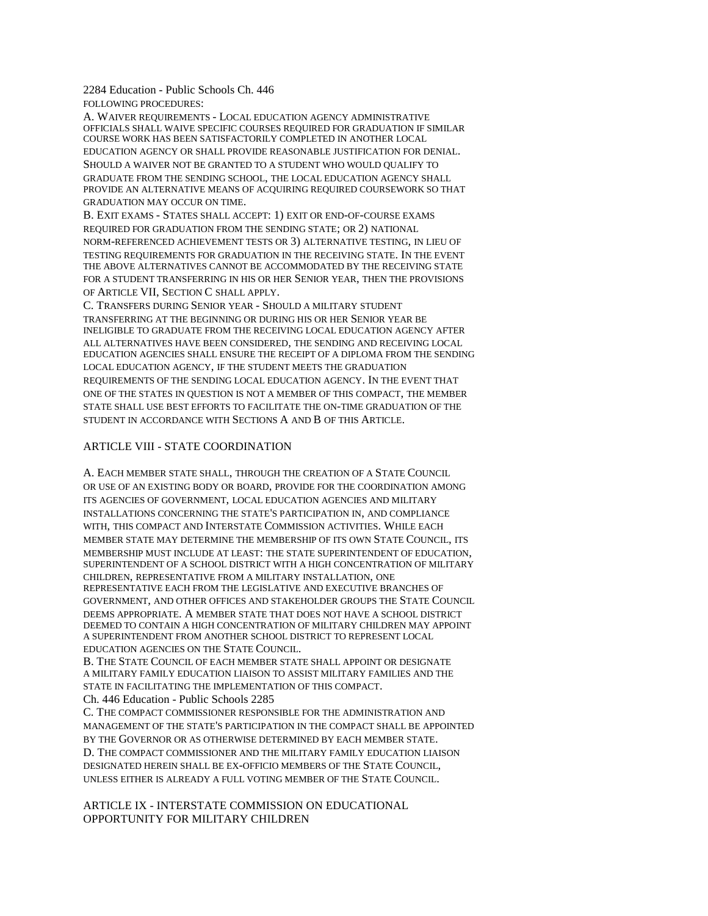FOLLOWING PROCEDURES:

A. WAIVER REQUIREMENTS - LOCAL EDUCATION AGENCY ADMINISTRATIVE OFFICIALS SHALL WAIVE SPECIFIC COURSES REQUIRED FOR GRADUATION IF SIMILAR COURSE WORK HAS BEEN SATISFACTORILY COMPLETED IN ANOTHER LOCAL EDUCATION AGENCY OR SHALL PROVIDE REASONABLE JUSTIFICATION FOR DENIAL. SHOULD A WAIVER NOT BE GRANTED TO A STUDENT WHO WOULD QUALIFY TO GRADUATE FROM THE SENDING SCHOOL, THE LOCAL EDUCATION AGENCY SHALL PROVIDE AN ALTERNATIVE MEANS OF ACQUIRING REQUIRED COURSEWORK SO THAT GRADUATION MAY OCCUR ON TIME.

B. EXIT EXAMS - STATES SHALL ACCEPT: 1) EXIT OR END-OF-COURSE EXAMS REQUIRED FOR GRADUATION FROM THE SENDING STATE; OR 2) NATIONAL NORM-REFERENCED ACHIEVEMENT TESTS OR 3) ALTERNATIVE TESTING, IN LIEU OF TESTING REQUIREMENTS FOR GRADUATION IN THE RECEIVING STATE. IN THE EVENT THE ABOVE ALTERNATIVES CANNOT BE ACCOMMODATED BY THE RECEIVING STATE FOR A STUDENT TRANSFERRING IN HIS OR HER SENIOR YEAR, THEN THE PROVISIONS OF ARTICLE VII, SECTION C SHALL APPLY.

C. TRANSFERS DURING SENIOR YEAR - SHOULD A MILITARY STUDENT TRANSFERRING AT THE BEGINNING OR DURING HIS OR HER SENIOR YEAR BE INELIGIBLE TO GRADUATE FROM THE RECEIVING LOCAL EDUCATION AGENCY AFTER ALL ALTERNATIVES HAVE BEEN CONSIDERED, THE SENDING AND RECEIVING LOCAL EDUCATION AGENCIES SHALL ENSURE THE RECEIPT OF A DIPLOMA FROM THE SENDING LOCAL EDUCATION AGENCY, IF THE STUDENT MEETS THE GRADUATION REQUIREMENTS OF THE SENDING LOCAL EDUCATION AGENCY. IN THE EVENT THAT ONE OF THE STATES IN QUESTION IS NOT A MEMBER OF THIS COMPACT, THE MEMBER STATE SHALL USE BEST EFFORTS TO FACILITATE THE ON-TIME GRADUATION OF THE STUDENT IN ACCORDANCE WITH SECTIONS A AND B OF THIS ARTICLE.

## ARTICLE VIII - STATE COORDINATION

A. EACH MEMBER STATE SHALL, THROUGH THE CREATION OF A STATE COUNCIL OR USE OF AN EXISTING BODY OR BOARD, PROVIDE FOR THE COORDINATION AMONG ITS AGENCIES OF GOVERNMENT, LOCAL EDUCATION AGENCIES AND MILITARY INSTALLATIONS CONCERNING THE STATE'S PARTICIPATION IN, AND COMPLIANCE WITH, THIS COMPACT AND INTERSTATE COMMISSION ACTIVITIES. WHILE EACH MEMBER STATE MAY DETERMINE THE MEMBERSHIP OF ITS OWN STATE COUNCIL, ITS MEMBERSHIP MUST INCLUDE AT LEAST: THE STATE SUPERINTENDENT OF EDUCATION, SUPERINTENDENT OF A SCHOOL DISTRICT WITH A HIGH CONCENTRATION OF MILITARY CHILDREN, REPRESENTATIVE FROM A MILITARY INSTALLATION, ONE REPRESENTATIVE EACH FROM THE LEGISLATIVE AND EXECUTIVE BRANCHES OF GOVERNMENT, AND OTHER OFFICES AND STAKEHOLDER GROUPS THE STATE COUNCIL DEEMS APPROPRIATE. A MEMBER STATE THAT DOES NOT HAVE A SCHOOL DISTRICT DEEMED TO CONTAIN A HIGH CONCENTRATION OF MILITARY CHILDREN MAY APPOINT A SUPERINTENDENT FROM ANOTHER SCHOOL DISTRICT TO REPRESENT LOCAL EDUCATION AGENCIES ON THE STATE COUNCIL.

B. THE STATE COUNCIL OF EACH MEMBER STATE SHALL APPOINT OR DESIGNATE A MILITARY FAMILY EDUCATION LIAISON TO ASSIST MILITARY FAMILIES AND THE STATE IN FACILITATING THE IMPLEMENTATION OF THIS COMPACT.

C. THE COMPACT COMMISSIONER RESPONSIBLE FOR THE ADMINISTRATION AND MANAGEMENT OF THE STATE'S PARTICIPATION IN THE COMPACT SHALL BE APPOINTED BY THE GOVERNOR OR AS OTHERWISE DETERMINED BY EACH MEMBER STATE.

D. THE COMPACT COMMISSIONER AND THE MILITARY FAMILY EDUCATION LIAISON DESIGNATED HEREIN SHALL BE EX-OFFICIO MEMBERS OF THE STATE COUNCIL, UNLESS EITHER IS ALREADY A FULL VOTING MEMBER OF THE STATE COUNCIL.

## ARTICLE IX - INTERSTATE COMMISSION ON EDUCATIONAL OPPORTUNITY FOR MILITARY CHILDREN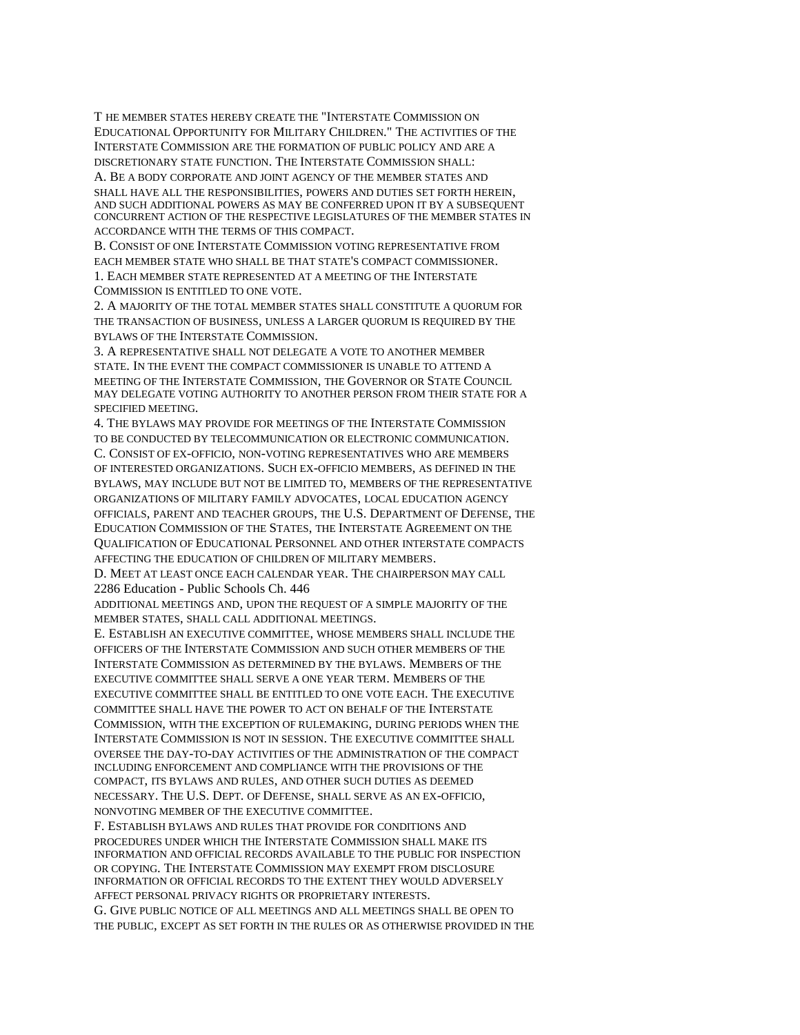THE MEMBER STATES HEREBY CREATE THE "INTERSTATE COMMISSION ON EDUCATIONAL OPPORTUNITY FOR MILITARY CHILDREN." THE ACTIVITIES OF THE INTERSTATE COMMISSION ARE THE FORMATION OF PUBLIC POLICY AND ARE A DISCRETIONARY STATE FUNCTION. THE INTERSTATE COMMISSION SHALL:

A. BE A BODY CORPORATE AND JOINT AGENCY OF THE MEMBER STATES AND SHALL HAVE ALL THE RESPONSIBILITIES, POWERS AND DUTIES SET FORTH HEREIN, AND SUCH ADDITIONAL POWERS AS MAY BE CONFERRED UPON IT BY A SUBSEQUENT CONCURRENT ACTION OF THE RESPECTIVE LEGISLATURES OF THE MEMBER STATES IN ACCORDANCE WITH THE TERMS OF THIS COMPACT.

B. CONSIST OF ONE INTERSTATE COMMISSION VOTING REPRESENTATIVE FROM EACH MEMBER STATE WHO SHALL BE THAT STATE'S COMPACT COMMISSIONER.

1. EACH MEMBER STATE REPRESENTED AT A MEETING OF THE INTERSTATE COMMISSION IS ENTITLED TO ONE VOTE.

2. A MAJORITY OF THE TOTAL MEMBER STATES SHALL CONSTITUTE A QUORUM FOR THE TRANSACTION OF BUSINESS, UNLESS A LARGER QUORUM IS REQUIRED BY THE BYLAWS OF THE INTERSTATE COMMISSION.

3. A REPRESENTATIVE SHALL NOT DELEGATE A VOTE TO ANOTHER MEMBER STATE. IN THE EVENT THE COMPACT COMMISSIONER IS UNABLE TO ATTEND A MEETING OF THE INTERSTATE COMMISSION, THE GOVERNOR OR STATE COUNCIL MAY DELEGATE VOTING AUTHORITY TO ANOTHER PERSON FROM THEIR STATE FOR A SPECIFIED MEETING.

4. THE BYLAWS MAY PROVIDE FOR MEETINGS OF THE INTERSTATE COMMISSION TO BE CONDUCTED BY TELECOMMUNICATION OR ELECTRONIC COMMUNICATION.

C. CONSIST OF EX-OFFICIO, NON-VOTING REPRESENTATIVES WHO ARE MEMBERS OF INTERESTED ORGANIZATIONS. SUCH EX-OFFICIO MEMBERS, AS DEFINED IN THE BYLAWS, MAY INCLUDE BUT NOT BE LIMITED TO, MEMBERS OF THE REPRESENTATIVE ORGANIZATIONS OF MILITARY FAMILY ADVOCATES, LOCAL EDUCATION AGENCY OFFICIALS, PARENT AND TEACHER GROUPS, THE U.S. DEPARTMENT OF DEFENSE, THE EDUCATION COMMISSION OF THE STATES, THE INTERSTATE AGREEMENT ON THE QUALIFICATION OF EDUCATIONAL PERSONNEL AND OTHER INTERSTATE COMPACTS AFFECTING THE EDUCATION OF CHILDREN OF MILITARY MEMBERS.

D. MEET AT LEAST ONCE EACH CALENDAR YEAR. THE CHAIRPERSON MAY CALL ADDITIONAL MEETINGS AND, UPON THE REQUEST OF A SIMPLE MAJORITY OF THE MEMBER STATES, SHALL CALL ADDITIONAL MEETINGS.

E. ESTABLISH AN EXECUTIVE COMMITTEE, WHOSE MEMBERS SHALL INCLUDE THE OFFICERS OF THE INTERSTATE COMMISSION AND SUCH OTHER MEMBERS OF THE INTERSTATE COMMISSION AS DETERMINED BY THE BYLAWS. MEMBERS OF THE EXECUTIVE COMMITTEE SHALL SERVE A ONE YEAR TERM. MEMBERS OF THE EXECUTIVE COMMITTEE SHALL BE ENTITLED TO ONE VOTE EACH. THE EXECUTIVE COMMITTEE SHALL HAVE THE POWER TO ACT ON BEHALF OF THE INTERSTATE COMMISSION, WITH THE EXCEPTION OF RULEMAKING, DURING PERIODS WHEN THE INTERSTATE COMMISSION IS NOT IN SESSION. THE EXECUTIVE COMMITTEE SHALL OVERSEE THE DAY-TO-DAY ACTIVITIES OF THE ADMINISTRATION OF THE COMPACT INCLUDING ENFORCEMENT AND COMPLIANCE WITH THE PROVISIONS OF THE COMPACT, ITS BYLAWS AND RULES, AND OTHER SUCH DUTIES AS DEEMED NECESSARY. THE U.S. DEPT. OF DEFENSE, SHALL SERVE AS AN EX-OFFICIO, NONVOTING MEMBER OF THE EXECUTIVE COMMITTEE.

F. ESTABLISH BYLAWS AND RULES THAT PROVIDE FOR CONDITIONS AND PROCEDURES UNDER WHICH THE INTERSTATE COMMISSION SHALL MAKE ITS INFORMATION AND OFFICIAL RECORDS AVAILABLE TO THE PUBLIC FOR INSPECTION OR COPYING. THE INTERSTATE COMMISSION MAY EXEMPT FROM DISCLOSURE INFORMATION OR OFFICIAL RECORDS TO THE EXTENT THEY WOULD ADVERSELY AFFECT PERSONAL PRIVACY RIGHTS OR PROPRIETARY INTERESTS.

G. GIVE PUBLIC NOTICE OF ALL MEETINGS AND ALL MEETINGS SHALL BE OPEN TO THE PUBLIC, EXCEPT AS SET FORTH IN THE RULES OR AS OTHERWISE PROVIDED IN THE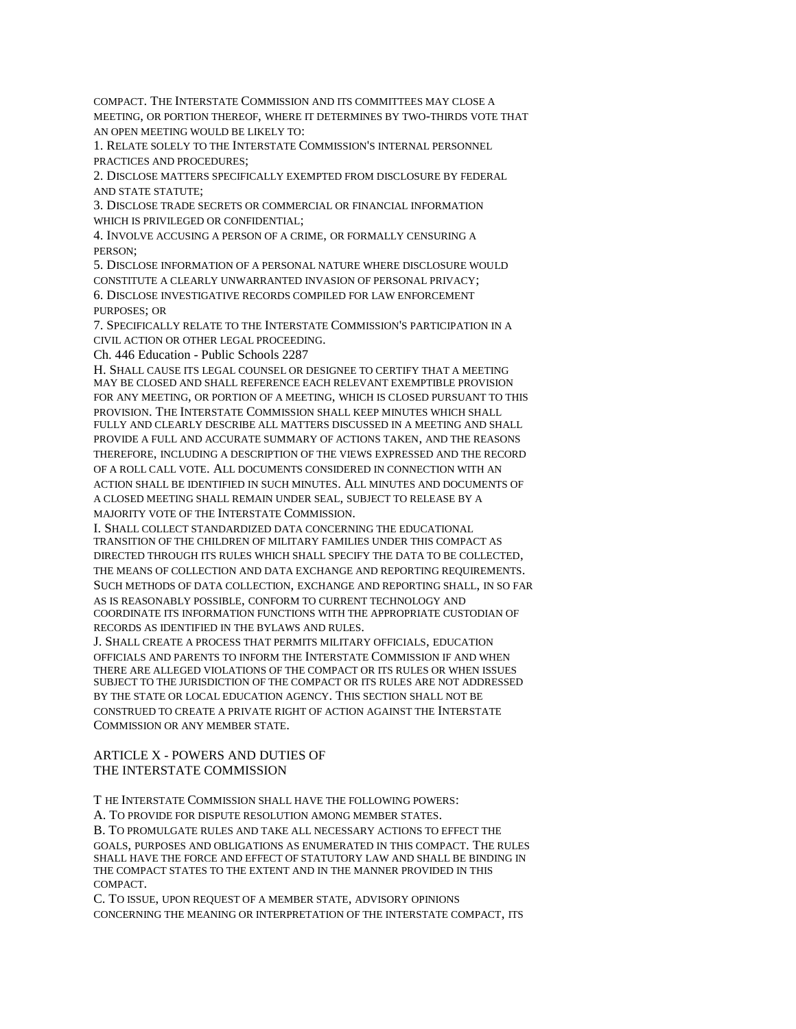COMPACT. THE INTERSTATE COMMISSION AND ITS COMMITTEES MAY CLOSE A MEETING, OR PORTION THEREOF, WHERE IT DETERMINES BY TWO-THIRDS VOTE THAT AN OPEN MEETING WOULD BE LIKELY TO:

1. RELATE SOLELY TO THE INTERSTATE COMMISSION'S INTERNAL PERSONNEL PRACTICES AND PROCEDURES;
2. DISCLOSE MATTERS SPECIFICALLY EXEMPTED FROM DISCLOSURE BY FEDERAL AND STATE STATUTE;
3. DISCLOSE TRADE SECRETS OR COMMERCIAL OR FINANCIAL INFORMATION WHICH IS PRIVILEGED OR CONFIDENTIAL;
4. INVOLVE ACCUSING A PERSON OF A CRIME, OR FORMALLY CENSURING A PERSON;
5. DISCLOSE INFORMATION OF A PERSONAL NATURE WHERE DISCLOSURE WOULD CONSTITUTE A CLEARLY UNWARRANTED INVASION OF PERSONAL PRIVACY;
6. DISCLOSE INVESTIGATIVE RECORDS COMPILED FOR LAW ENFORCEMENT PURPOSES; OR
7. SPECIFICALLY RELATE TO THE INTERSTATE COMMISSION'S PARTICIPATION IN A CIVIL ACTION OR OTHER LEGAL PROCEEDING.

Ch. 446 Education - Public Schools 2287

H. SHALL CAUSE ITS LEGAL COUNSEL OR DESIGNEE TO CERTIFY THAT A MEETING MAY BE CLOSED AND SHALL REFERENCE EACH RELEVANT EXEMPTIBLE PROVISION FOR ANY MEETING, OR PORTION OF A MEETING, WHICH IS CLOSED PURSUANT TO THIS PROVISION. THE INTERSTATE COMMISSION SHALL KEEP MINUTES WHICH SHALL FULLY AND CLEARLY DESCRIBE ALL MATTERS DISCUSSED IN A MEETING AND SHALL PROVIDE A FULL AND ACCURATE SUMMARY OF ACTIONS TAKEN, AND THE REASONS THEREFORE, INCLUDING A DESCRIPTION OF THE VIEWS EXPRESSED AND THE RECORD OF A ROLL CALL VOTE. ALL DOCUMENTS CONSIDERED IN CONNECTION WITH AN ACTION SHALL BE IDENTIFIED IN SUCH MINUTES. ALL MINUTES AND DOCUMENTS OF A CLOSED MEETING SHALL REMAIN UNDER SEAL, SUBJECT TO RELEASE BY A MAJORITY VOTE OF THE INTERSTATE COMMISSION.

I. SHALL COLLECT STANDARDIZED DATA CONCERNING THE EDUCATIONAL TRANSITION OF THE CHILDREN OF MILITARY FAMILIES UNDER THIS COMPACT AS DIRECTED THROUGH ITS RULES WHICH SHALL SPECIFY THE DATA TO BE COLLECTED, THE MEANS OF COLLECTION AND DATA EXCHANGE AND REPORTING REQUIREMENTS. SUCH METHODS OF DATA COLLECTION, EXCHANGE AND REPORTING SHALL, IN SO FAR AS IS REASONABLY POSSIBLE, CONFORM TO CURRENT TECHNOLOGY AND COORDINATE ITS INFORMATION FUNCTIONS WITH THE APPROPRIATE CUSTODIAN OF RECORDS AS IDENTIFIED IN THE BYLAWS AND RULES.

J. SHALL CREATE A PROCESS THAT PERMITS MILITARY OFFICIALS, EDUCATION OFFICIALS AND PARENTS TO INFORM THE INTERSTATE COMMISSION IF AND WHEN THERE ARE ALLEGED VIOLATIONS OF THE COMPACT OR ITS RULES OR WHEN ISSUES SUBJECT TO THE JURISDICTION OF THE COMPACT OR ITS RULES ARE NOT ADDRESSED BY THE STATE OR LOCAL EDUCATION AGENCY. THIS SECTION SHALL NOT BE CONSTRUED TO CREATE A PRIVATE RIGHT OF ACTION AGAINST THE INTERSTATE COMMISSION OR ANY MEMBER STATE.

## ARTICLE X - POWERS AND DUTIES OF THE INTERSTATE COMMISSION

THE INTERSTATE COMMISSION SHALL HAVE THE FOLLOWING POWERS:

A. TO PROVIDE FOR DISPUTE RESOLUTION AMONG MEMBER STATES.

B. TO PROMULGATE RULES AND TAKE ALL NECESSARY ACTIONS TO EFFECT THE GOALS, PURPOSES AND OBLIGATIONS AS ENUMERATED IN THIS COMPACT. THE RULES SHALL HAVE THE FORCE AND EFFECT OF STATUTORY LAW AND SHALL BE BINDING IN THE COMPACT STATES TO THE EXTENT AND IN THE MANNER PROVIDED IN THIS COMPACT.

C. TO ISSUE, UPON REQUEST OF A MEMBER STATE, ADVISORY OPINIONS CONCERNING THE MEANING OR INTERPRETATION OF THE INTERSTATE COMPACT, ITS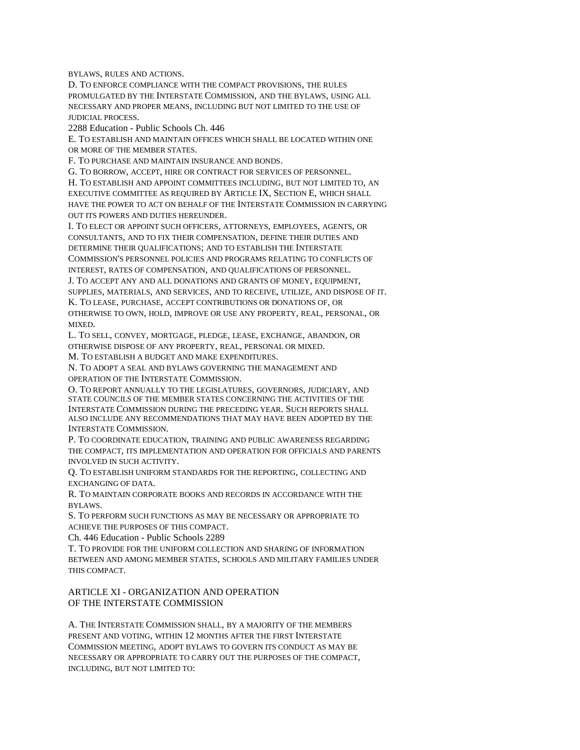BYLAWS, RULES AND ACTIONS.

D. TO ENFORCE COMPLIANCE WITH THE COMPACT PROVISIONS, THE RULES PROMULGATED BY THE INTERSTATE COMMISSION, AND THE BYLAWS, USING ALL NECESSARY AND PROPER MEANS, INCLUDING BUT NOT LIMITED TO THE USE OF JUDICIAL PROCESS.

E. TO ESTABLISH AND MAINTAIN OFFICES WHICH SHALL BE LOCATED WITHIN ONE OR MORE OF THE MEMBER STATES.

F. TO PURCHASE AND MAINTAIN INSURANCE AND BONDS.

G. TO BORROW, ACCEPT, HIRE OR CONTRACT FOR SERVICES OF PERSONNEL.

H. TO ESTABLISH AND APPOINT COMMITTEES INCLUDING, BUT NOT LIMITED TO, AN EXECUTIVE COMMITTEE AS REQUIRED BY ARTICLE IX, SECTION E, WHICH SHALL HAVE THE POWER TO ACT ON BEHALF OF THE INTERSTATE COMMISSION IN CARRYING OUT ITS POWERS AND DUTIES HEREUNDER.

I. TO ELECT OR APPOINT SUCH OFFICERS, ATTORNEYS, EMPLOYEES, AGENTS, OR CONSULTANTS, AND TO FIX THEIR COMPENSATION, DEFINE THEIR DUTIES AND DETERMINE THEIR QUALIFICATIONS; AND TO ESTABLISH THE INTERSTATE COMMISSION'S PERSONNEL POLICIES AND PROGRAMS RELATING TO CONFLICTS OF INTEREST, RATES OF COMPENSATION, AND QUALIFICATIONS OF PERSONNEL.

J. TO ACCEPT ANY AND ALL DONATIONS AND GRANTS OF MONEY, EQUIPMENT, SUPPLIES, MATERIALS, AND SERVICES, AND TO RECEIVE, UTILIZE, AND DISPOSE OF IT.

K. TO LEASE, PURCHASE, ACCEPT CONTRIBUTIONS OR DONATIONS OF, OR OTHERWISE TO OWN, HOLD, IMPROVE OR USE ANY PROPERTY, REAL, PERSONAL, OR MIXED.

L. TO SELL, CONVEY, MORTGAGE, PLEDGE, LEASE, EXCHANGE, ABANDON, OR OTHERWISE DISPOSE OF ANY PROPERTY, REAL, PERSONAL OR MIXED.

M. TO ESTABLISH A BUDGET AND MAKE EXPENDITURES.

N. TO ADOPT A SEAL AND BYLAWS GOVERNING THE MANAGEMENT AND OPERATION OF THE INTERSTATE COMMISSION.

O. TO REPORT ANNUALLY TO THE LEGISLATURES, GOVERNORS, JUDICIARY, AND STATE COUNCILS OF THE MEMBER STATES CONCERNING THE ACTIVITIES OF THE INTERSTATE COMMISSION DURING THE PRECEDING YEAR. SUCH REPORTS SHALL ALSO INCLUDE ANY RECOMMENDATIONS THAT MAY HAVE BEEN ADOPTED BY THE INTERSTATE COMMISSION.

P. TO COORDINATE EDUCATION, TRAINING AND PUBLIC AWARENESS REGARDING THE COMPACT, ITS IMPLEMENTATION AND OPERATION FOR OFFICIALS AND PARENTS INVOLVED IN SUCH ACTIVITY.

Q. TO ESTABLISH UNIFORM STANDARDS FOR THE REPORTING, COLLECTING AND EXCHANGING OF DATA.

R. TO MAINTAIN CORPORATE BOOKS AND RECORDS IN ACCORDANCE WITH THE BYLAWS.

S. TO PERFORM SUCH FUNCTIONS AS MAY BE NECESSARY OR APPROPRIATE TO ACHIEVE THE PURPOSES OF THIS COMPACT.

T. TO PROVIDE FOR THE UNIFORM COLLECTION AND SHARING OF INFORMATION BETWEEN AND AMONG MEMBER STATES, SCHOOLS AND MILITARY FAMILIES UNDER THIS COMPACT.

## ARTICLE XI - ORGANIZATION AND OPERATION OF THE INTERSTATE COMMISSION

A. THE INTERSTATE COMMISSION SHALL, BY A MAJORITY OF THE MEMBERS PRESENT AND VOTING, WITHIN 12 MONTHS AFTER THE FIRST INTERSTATE COMMISSION MEETING, ADOPT BYLAWS TO GOVERN ITS CONDUCT AS MAY BE NECESSARY OR APPROPRIATE TO CARRY OUT THE PURPOSES OF THE COMPACT, INCLUDING, BUT NOT LIMITED TO: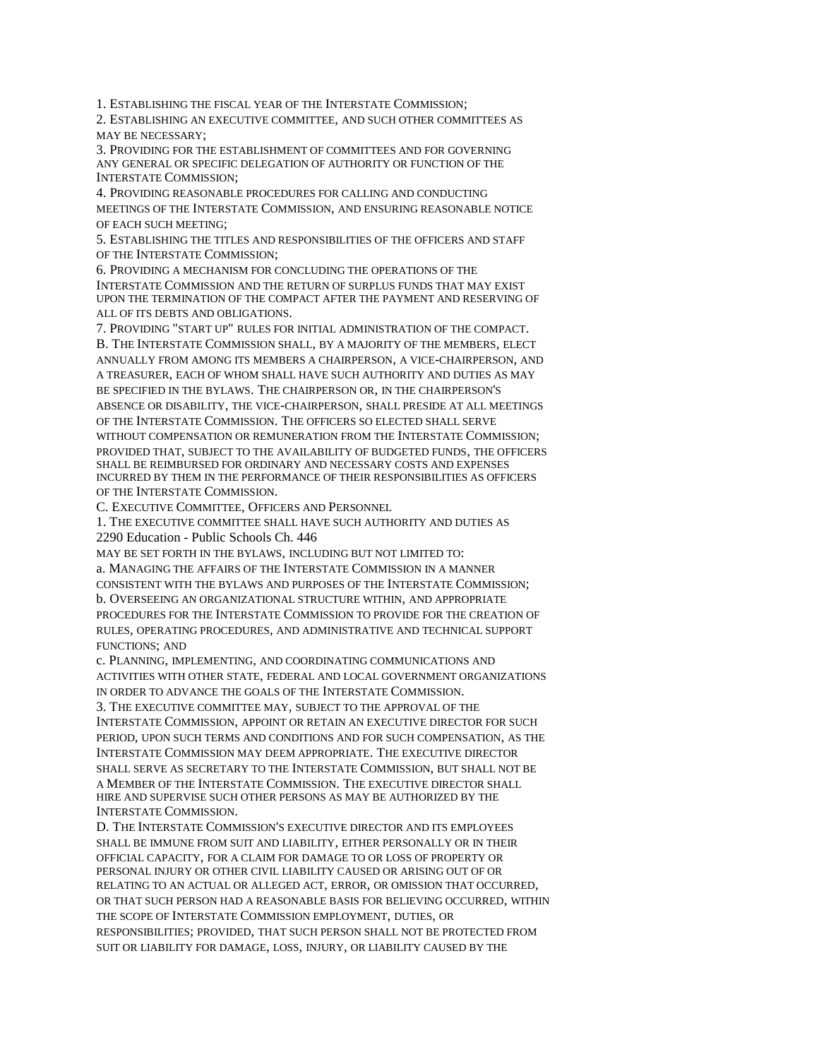1. ESTABLISHING THE FISCAL YEAR OF THE INTERSTATE COMMISSION;

2. ESTABLISHING AN EXECUTIVE COMMITTEE, AND SUCH OTHER COMMITTEES AS MAY BE NECESSARY;

3. PROVIDING FOR THE ESTABLISHMENT OF COMMITTEES AND FOR GOVERNING ANY GENERAL OR SPECIFIC DELEGATION OF AUTHORITY OR FUNCTION OF THE INTERSTATE COMMISSION;

4. PROVIDING REASONABLE PROCEDURES FOR CALLING AND CONDUCTING MEETINGS OF THE INTERSTATE COMMISSION, AND ENSURING REASONABLE NOTICE OF EACH SUCH MEETING;

5. ESTABLISHING THE TITLES AND RESPONSIBILITIES OF THE OFFICERS AND STAFF OF THE INTERSTATE COMMISSION;

6. PROVIDING A MECHANISM FOR CONCLUDING THE OPERATIONS OF THE INTERSTATE COMMISSION AND THE RETURN OF SURPLUS FUNDS THAT MAY EXIST UPON THE TERMINATION OF THE COMPACT AFTER THE PAYMENT AND RESERVING OF ALL OF ITS DEBTS AND OBLIGATIONS.

7. PROVIDING "START UP" RULES FOR INITIAL ADMINISTRATION OF THE COMPACT.

B. THE INTERSTATE COMMISSION SHALL, BY A MAJORITY OF THE MEMBERS, ELECT ANNUALLY FROM AMONG ITS MEMBERS A CHAIRPERSON, A VICE-CHAIRPERSON, AND A TREASURER, EACH OF WHOM SHALL HAVE SUCH AUTHORITY AND DUTIES AS MAY BE SPECIFIED IN THE BYLAWS. THE CHAIRPERSON OR, IN THE CHAIRPERSON'S ABSENCE OR DISABILITY, THE VICE-CHAIRPERSON, SHALL PRESIDE AT ALL MEETINGS OF THE INTERSTATE COMMISSION. THE OFFICERS SO ELECTED SHALL SERVE WITHOUT COMPENSATION OR REMUNERATION FROM THE INTERSTATE COMMISSION; PROVIDED THAT, SUBJECT TO THE AVAILABILITY OF BUDGETED FUNDS, THE OFFICERS SHALL BE REIMBURSED FOR ORDINARY AND NECESSARY COSTS AND EXPENSES INCURRED BY THEM IN THE PERFORMANCE OF THEIR RESPONSIBILITIES AS OFFICERS OF THE INTERSTATE COMMISSION.

C. EXECUTIVE COMMITTEE, OFFICERS AND PERSONNEL

1. THE EXECUTIVE COMMITTEE SHALL HAVE SUCH AUTHORITY AND DUTIES AS MAY BE SET FORTH IN THE BYLAWS, INCLUDING BUT NOT LIMITED TO:

a. MANAGING THE AFFAIRS OF THE INTERSTATE COMMISSION IN A MANNER CONSISTENT WITH THE BYLAWS AND PURPOSES OF THE INTERSTATE COMMISSION;

b. OVERSEEING AN ORGANIZATIONAL STRUCTURE WITHIN, AND APPROPRIATE PROCEDURES FOR THE INTERSTATE COMMISSION TO PROVIDE FOR THE CREATION OF RULES, OPERATING PROCEDURES, AND ADMINISTRATIVE AND TECHNICAL SUPPORT FUNCTIONS; AND

c. PLANNING, IMPLEMENTING, AND COORDINATING COMMUNICATIONS AND ACTIVITIES WITH OTHER STATE, FEDERAL AND LOCAL GOVERNMENT ORGANIZATIONS IN ORDER TO ADVANCE THE GOALS OF THE INTERSTATE COMMISSION.

3. THE EXECUTIVE COMMITTEE MAY, SUBJECT TO THE APPROVAL OF THE INTERSTATE COMMISSION, APPOINT OR RETAIN AN EXECUTIVE DIRECTOR FOR SUCH PERIOD, UPON SUCH TERMS AND CONDITIONS AND FOR SUCH COMPENSATION, AS THE INTERSTATE COMMISSION MAY DEEM APPROPRIATE. THE EXECUTIVE DIRECTOR SHALL SERVE AS SECRETARY TO THE INTERSTATE COMMISSION, BUT SHALL NOT BE A MEMBER OF THE INTERSTATE COMMISSION. THE EXECUTIVE DIRECTOR SHALL HIRE AND SUPERVISE SUCH OTHER PERSONS AS MAY BE AUTHORIZED BY THE INTERSTATE COMMISSION.

D. THE INTERSTATE COMMISSION'S EXECUTIVE DIRECTOR AND ITS EMPLOYEES SHALL BE IMMUNE FROM SUIT AND LIABILITY, EITHER PERSONALLY OR IN THEIR OFFICIAL CAPACITY, FOR A CLAIM FOR DAMAGE TO OR LOSS OF PROPERTY OR PERSONAL INJURY OR OTHER CIVIL LIABILITY CAUSED OR ARISING OUT OF OR RELATING TO AN ACTUAL OR ALLEGED ACT, ERROR, OR OMISSION THAT OCCURRED, OR THAT SUCH PERSON HAD A REASONABLE BASIS FOR BELIEVING OCCURRED, WITHIN THE SCOPE OF INTERSTATE COMMISSION EMPLOYMENT, DUTIES, OR RESPONSIBILITIES; PROVIDED, THAT SUCH PERSON SHALL NOT BE PROTECTED FROM SUIT OR LIABILITY FOR DAMAGE, LOSS, INJURY, OR LIABILITY CAUSED BY THE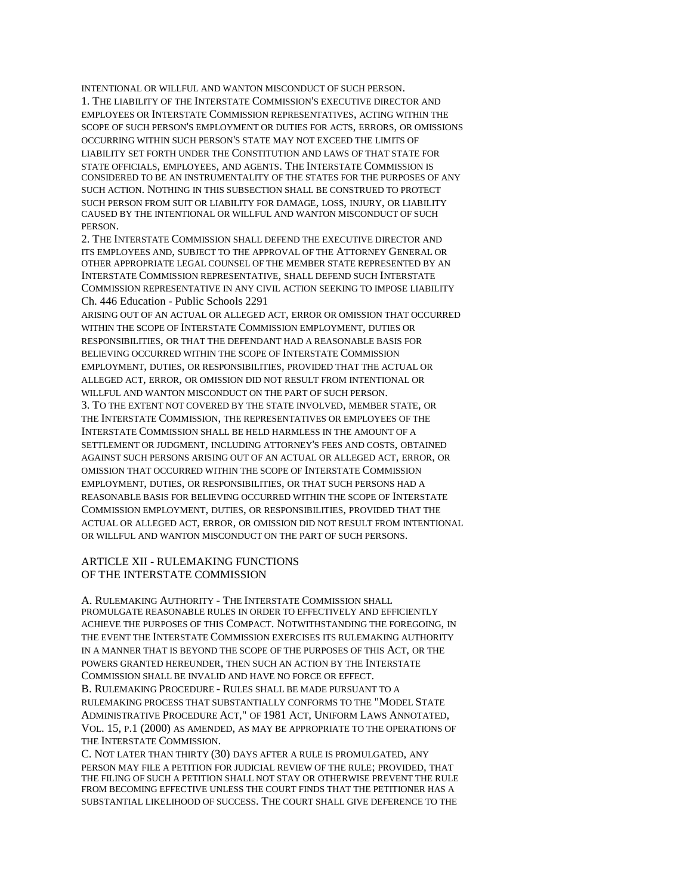INTENTIONAL OR WILLFUL AND WANTON MISCONDUCT OF SUCH PERSON.

1. THE LIABILITY OF THE INTERSTATE COMMISSION'S EXECUTIVE DIRECTOR AND EMPLOYEES OR INTERSTATE COMMISSION REPRESENTATIVES, ACTING WITHIN THE SCOPE OF SUCH PERSON'S EMPLOYMENT OR DUTIES FOR ACTS, ERRORS, OR OMISSIONS OCCURRING WITHIN SUCH PERSON'S STATE MAY NOT EXCEED THE LIMITS OF LIABILITY SET FORTH UNDER THE CONSTITUTION AND LAWS OF THAT STATE FOR STATE OFFICIALS, EMPLOYEES, AND AGENTS. THE INTERSTATE COMMISSION IS CONSIDERED TO BE AN INSTRUMENTALITY OF THE STATES FOR THE PURPOSES OF ANY SUCH ACTION. NOTHING IN THIS SUBSECTION SHALL BE CONSTRUED TO PROTECT SUCH PERSON FROM SUIT OR LIABILITY FOR DAMAGE, LOSS, INJURY, OR LIABILITY CAUSED BY THE INTENTIONAL OR WILLFUL AND WANTON MISCONDUCT OF SUCH PERSON.

2. THE INTERSTATE COMMISSION SHALL DEFEND THE EXECUTIVE DIRECTOR AND ITS EMPLOYEES AND, SUBJECT TO THE APPROVAL OF THE ATTORNEY GENERAL OR OTHER APPROPRIATE LEGAL COUNSEL OF THE MEMBER STATE REPRESENTED BY AN INTERSTATE COMMISSION REPRESENTATIVE, SHALL DEFEND SUCH INTERSTATE COMMISSION REPRESENTATIVE IN ANY CIVIL ACTION SEEKING TO IMPOSE LIABILITY ARISING OUT OF AN ACTUAL OR ALLEGED ACT, ERROR OR OMISSION THAT OCCURRED WITHIN THE SCOPE OF INTERSTATE COMMISSION EMPLOYMENT, DUTIES OR RESPONSIBILITIES, OR THAT THE DEFENDANT HAD A REASONABLE BASIS FOR BELIEVING OCCURRED WITHIN THE SCOPE OF INTERSTATE COMMISSION EMPLOYMENT, DUTIES, OR RESPONSIBILITIES, PROVIDED THAT THE ACTUAL OR ALLEGED ACT, ERROR, OR OMISSION DID NOT RESULT FROM INTENTIONAL OR WILLFUL AND WANTON MISCONDUCT ON THE PART OF SUCH PERSON.

3. TO THE EXTENT NOT COVERED BY THE STATE INVOLVED, MEMBER STATE, OR THE INTERSTATE COMMISSION, THE REPRESENTATIVES OR EMPLOYEES OF THE INTERSTATE COMMISSION SHALL BE HELD HARMLESS IN THE AMOUNT OF A SETTLEMENT OR JUDGMENT, INCLUDING ATTORNEY'S FEES AND COSTS, OBTAINED AGAINST SUCH PERSONS ARISING OUT OF AN ACTUAL OR ALLEGED ACT, ERROR, OR OMISSION THAT OCCURRED WITHIN THE SCOPE OF INTERSTATE COMMISSION EMPLOYMENT, DUTIES, OR RESPONSIBILITIES, OR THAT SUCH PERSONS HAD A REASONABLE BASIS FOR BELIEVING OCCURRED WITHIN THE SCOPE OF INTERSTATE COMMISSION EMPLOYMENT, DUTIES, OR RESPONSIBILITIES, PROVIDED THAT THE ACTUAL OR ALLEGED ACT, ERROR, OR OMISSION DID NOT RESULT FROM INTENTIONAL OR WILLFUL AND WANTON MISCONDUCT ON THE PART OF SUCH PERSONS.

## ARTICLE XII - RULEMAKING FUNCTIONS OF THE INTERSTATE COMMISSION

A. RULEMAKING AUTHORITY - THE INTERSTATE COMMISSION SHALL PROMULGATE REASONABLE RULES IN ORDER TO EFFECTIVELY AND EFFICIENTLY ACHIEVE THE PURPOSES OF THIS COMPACT. NOTWITHSTANDING THE FOREGOING, IN THE EVENT THE INTERSTATE COMMISSION EXERCISES ITS RULEMAKING AUTHORITY IN A MANNER THAT IS BEYOND THE SCOPE OF THE PURPOSES OF THIS ACT, OR THE POWERS GRANTED HEREUNDER, THEN SUCH AN ACTION BY THE INTERSTATE COMMISSION SHALL BE INVALID AND HAVE NO FORCE OR EFFECT.

B. RULEMAKING PROCEDURE - RULES SHALL BE MADE PURSUANT TO A RULEMAKING PROCESS THAT SUBSTANTIALLY CONFORMS TO THE "MODEL STATE ADMINISTRATIVE PROCEDURE ACT," OF 1981 ACT, UNIFORM LAWS ANNOTATED, VOL. 15, P.1 (2000) AS AMENDED, AS MAY BE APPROPRIATE TO THE OPERATIONS OF THE INTERSTATE COMMISSION.

C. NOT LATER THAN THIRTY (30) DAYS AFTER A RULE IS PROMULGATED, ANY PERSON MAY FILE A PETITION FOR JUDICIAL REVIEW OF THE RULE; PROVIDED, THAT THE FILING OF SUCH A PETITION SHALL NOT STAY OR OTHERWISE PREVENT THE RULE FROM BECOMING EFFECTIVE UNLESS THE COURT FINDS THAT THE PETITIONER HAS A SUBSTANTIAL LIKELIHOOD OF SUCCESS. THE COURT SHALL GIVE DEFERENCE TO THE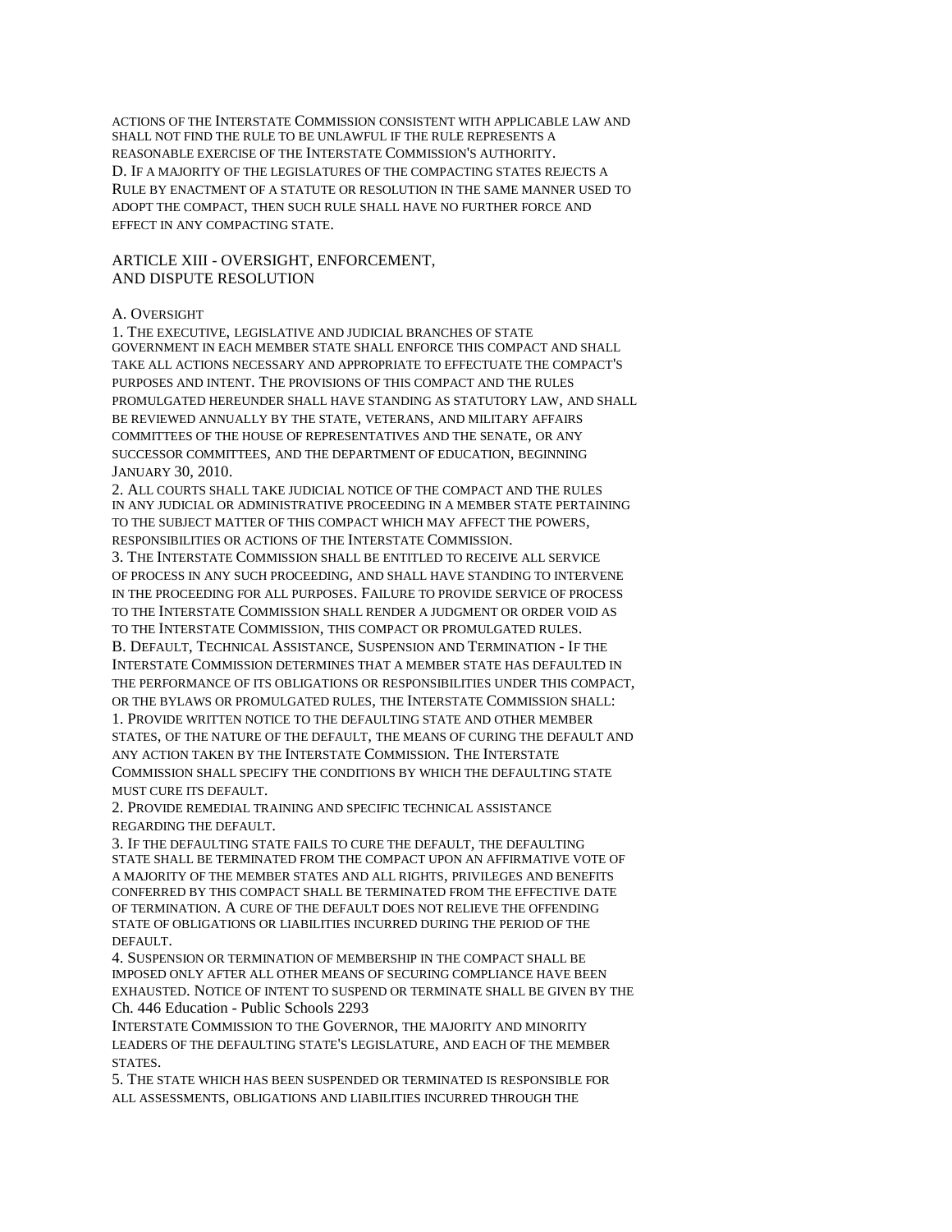ACTIONS OF THE INTERSTATE COMMISSION CONSISTENT WITH APPLICABLE LAW AND SHALL NOT FIND THE RULE TO BE UNLAWFUL IF THE RULE REPRESENTS A REASONABLE EXERCISE OF THE INTERSTATE COMMISSION'S AUTHORITY.

D. IF A MAJORITY OF THE LEGISLATURES OF THE COMPACTING STATES REJECTS A RULE BY ENACTMENT OF A STATUTE OR RESOLUTION IN THE SAME MANNER USED TO ADOPT THE COMPACT, THEN SUCH RULE SHALL HAVE NO FURTHER FORCE AND EFFECT IN ANY COMPACTING STATE.

## ARTICLE XIII - OVERSIGHT, ENFORCEMENT, AND DISPUTE RESOLUTION

A. OVERSIGHT

1. THE EXECUTIVE, LEGISLATIVE AND JUDICIAL BRANCHES OF STATE GOVERNMENT IN EACH MEMBER STATE SHALL ENFORCE THIS COMPACT AND SHALL TAKE ALL ACTIONS NECESSARY AND APPROPRIATE TO EFFECTUATE THE COMPACT'S PURPOSES AND INTENT. THE PROVISIONS OF THIS COMPACT AND THE RULES PROMULGATED HEREUNDER SHALL HAVE STANDING AS STATUTORY LAW, AND SHALL BE REVIEWED ANNUALLY BY THE STATE, VETERANS, AND MILITARY AFFAIRS COMMITTEES OF THE HOUSE OF REPRESENTATIVES AND THE SENATE, OR ANY SUCCESSOR COMMITTEES, AND THE DEPARTMENT OF EDUCATION, BEGINNING JANUARY 30, 2010.

2. ALL COURTS SHALL TAKE JUDICIAL NOTICE OF THE COMPACT AND THE RULES IN ANY JUDICIAL OR ADMINISTRATIVE PROCEEDING IN A MEMBER STATE PERTAINING TO THE SUBJECT MATTER OF THIS COMPACT WHICH MAY AFFECT THE POWERS, RESPONSIBILITIES OR ACTIONS OF THE INTERSTATE COMMISSION.

3. THE INTERSTATE COMMISSION SHALL BE ENTITLED TO RECEIVE ALL SERVICE OF PROCESS IN ANY SUCH PROCEEDING, AND SHALL HAVE STANDING TO INTERVENE IN THE PROCEEDING FOR ALL PURPOSES. FAILURE TO PROVIDE SERVICE OF PROCESS TO THE INTERSTATE COMMISSION SHALL RENDER A JUDGMENT OR ORDER VOID AS TO THE INTERSTATE COMMISSION, THIS COMPACT OR PROMULGATED RULES.

B. DEFAULT, TECHNICAL ASSISTANCE, SUSPENSION AND TERMINATION - IF THE INTERSTATE COMMISSION DETERMINES THAT A MEMBER STATE HAS DEFAULTED IN THE PERFORMANCE OF ITS OBLIGATIONS OR RESPONSIBILITIES UNDER THIS COMPACT, OR THE BYLAWS OR PROMULGATED RULES, THE INTERSTATE COMMISSION SHALL:

1. PROVIDE WRITTEN NOTICE TO THE DEFAULTING STATE AND OTHER MEMBER STATES, OF THE NATURE OF THE DEFAULT, THE MEANS OF CURING THE DEFAULT AND ANY ACTION TAKEN BY THE INTERSTATE COMMISSION. THE INTERSTATE COMMISSION SHALL SPECIFY THE CONDITIONS BY WHICH THE DEFAULTING STATE MUST CURE ITS DEFAULT.

2. PROVIDE REMEDIAL TRAINING AND SPECIFIC TECHNICAL ASSISTANCE REGARDING THE DEFAULT.

3. IF THE DEFAULTING STATE FAILS TO CURE THE DEFAULT, THE DEFAULTING STATE SHALL BE TERMINATED FROM THE COMPACT UPON AN AFFIRMATIVE VOTE OF A MAJORITY OF THE MEMBER STATES AND ALL RIGHTS, PRIVILEGES AND BENEFITS CONFERRED BY THIS COMPACT SHALL BE TERMINATED FROM THE EFFECTIVE DATE OF TERMINATION. A CURE OF THE DEFAULT DOES NOT RELIEVE THE OFFENDING STATE OF OBLIGATIONS OR LIABILITIES INCURRED DURING THE PERIOD OF THE DEFAULT.

4. SUSPENSION OR TERMINATION OF MEMBERSHIP IN THE COMPACT SHALL BE IMPOSED ONLY AFTER ALL OTHER MEANS OF SECURING COMPLIANCE HAVE BEEN EXHAUSTED. NOTICE OF INTENT TO SUSPEND OR TERMINATE SHALL BE GIVEN BY THE INTERSTATE COMMISSION TO THE GOVERNOR, THE MAJORITY AND MINORITY LEADERS OF THE DEFAULTING STATE'S LEGISLATURE, AND EACH OF THE MEMBER STATES.

5. THE STATE WHICH HAS BEEN SUSPENDED OR TERMINATED IS RESPONSIBLE FOR ALL ASSESSMENTS, OBLIGATIONS AND LIABILITIES INCURRED THROUGH THE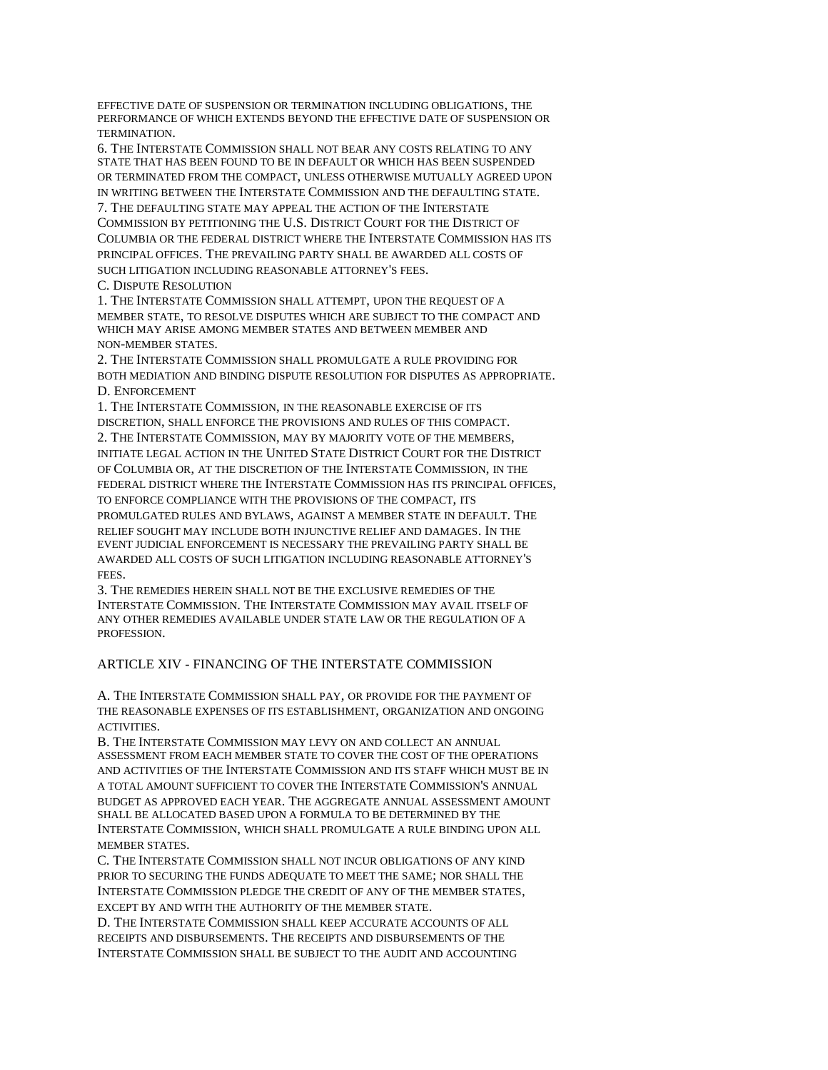EFFECTIVE DATE OF SUSPENSION OR TERMINATION INCLUDING OBLIGATIONS, THE PERFORMANCE OF WHICH EXTENDS BEYOND THE EFFECTIVE DATE OF SUSPENSION OR TERMINATION.

6. THE INTERSTATE COMMISSION SHALL NOT BEAR ANY COSTS RELATING TO ANY STATE THAT HAS BEEN FOUND TO BE IN DEFAULT OR WHICH HAS BEEN SUSPENDED OR TERMINATED FROM THE COMPACT, UNLESS OTHERWISE MUTUALLY AGREED UPON IN WRITING BETWEEN THE INTERSTATE COMMISSION AND THE DEFAULTING STATE.

7. THE DEFAULTING STATE MAY APPEAL THE ACTION OF THE INTERSTATE COMMISSION BY PETITIONING THE U.S. DISTRICT COURT FOR THE DISTRICT OF COLUMBIA OR THE FEDERAL DISTRICT WHERE THE INTERSTATE COMMISSION HAS ITS PRINCIPAL OFFICES. THE PREVAILING PARTY SHALL BE AWARDED ALL COSTS OF SUCH LITIGATION INCLUDING REASONABLE ATTORNEY'S FEES.

C. DISPUTE RESOLUTION

1. THE INTERSTATE COMMISSION SHALL ATTEMPT, UPON THE REQUEST OF A MEMBER STATE, TO RESOLVE DISPUTES WHICH ARE SUBJECT TO THE COMPACT AND WHICH MAY ARISE AMONG MEMBER STATES AND BETWEEN MEMBER AND NON-MEMBER STATES.

2. THE INTERSTATE COMMISSION SHALL PROMULGATE A RULE PROVIDING FOR BOTH MEDIATION AND BINDING DISPUTE RESOLUTION FOR DISPUTES AS APPROPRIATE.

D. ENFORCEMENT

1. THE INTERSTATE COMMISSION, IN THE REASONABLE EXERCISE OF ITS DISCRETION, SHALL ENFORCE THE PROVISIONS AND RULES OF THIS COMPACT.

2. THE INTERSTATE COMMISSION, MAY BY MAJORITY VOTE OF THE MEMBERS, INITIATE LEGAL ACTION IN THE UNITED STATE DISTRICT COURT FOR THE DISTRICT OF COLUMBIA OR, AT THE DISCRETION OF THE INTERSTATE COMMISSION, IN THE FEDERAL DISTRICT WHERE THE INTERSTATE COMMISSION HAS ITS PRINCIPAL OFFICES, TO ENFORCE COMPLIANCE WITH THE PROVISIONS OF THE COMPACT, ITS PROMULGATED RULES AND BYLAWS, AGAINST A MEMBER STATE IN DEFAULT. THE RELIEF SOUGHT MAY INCLUDE BOTH INJUNCTIVE RELIEF AND DAMAGES. IN THE EVENT JUDICIAL ENFORCEMENT IS NECESSARY THE PREVAILING PARTY SHALL BE AWARDED ALL COSTS OF SUCH LITIGATION INCLUDING REASONABLE ATTORNEY'S FEES.

3. THE REMEDIES HEREIN SHALL NOT BE THE EXCLUSIVE REMEDIES OF THE INTERSTATE COMMISSION. THE INTERSTATE COMMISSION MAY AVAIL ITSELF OF ANY OTHER REMEDIES AVAILABLE UNDER STATE LAW OR THE REGULATION OF A PROFESSION.

## ARTICLE XIV - FINANCING OF THE INTERSTATE COMMISSION

A. THE INTERSTATE COMMISSION SHALL PAY, OR PROVIDE FOR THE PAYMENT OF THE REASONABLE EXPENSES OF ITS ESTABLISHMENT, ORGANIZATION AND ONGOING ACTIVITIES.

B. THE INTERSTATE COMMISSION MAY LEVY ON AND COLLECT AN ANNUAL ASSESSMENT FROM EACH MEMBER STATE TO COVER THE COST OF THE OPERATIONS AND ACTIVITIES OF THE INTERSTATE COMMISSION AND ITS STAFF WHICH MUST BE IN A TOTAL AMOUNT SUFFICIENT TO COVER THE INTERSTATE COMMISSION'S ANNUAL BUDGET AS APPROVED EACH YEAR. THE AGGREGATE ANNUAL ASSESSMENT AMOUNT SHALL BE ALLOCATED BASED UPON A FORMULA TO BE DETERMINED BY THE INTERSTATE COMMISSION, WHICH SHALL PROMULGATE A RULE BINDING UPON ALL MEMBER STATES.

C. THE INTERSTATE COMMISSION SHALL NOT INCUR OBLIGATIONS OF ANY KIND PRIOR TO SECURING THE FUNDS ADEQUATE TO MEET THE SAME; NOR SHALL THE INTERSTATE COMMISSION PLEDGE THE CREDIT OF ANY OF THE MEMBER STATES, EXCEPT BY AND WITH THE AUTHORITY OF THE MEMBER STATE.

D. THE INTERSTATE COMMISSION SHALL KEEP ACCURATE ACCOUNTS OF ALL RECEIPTS AND DISBURSEMENTS. THE RECEIPTS AND DISBURSEMENTS OF THE INTERSTATE COMMISSION SHALL BE SUBJECT TO THE AUDIT AND ACCOUNTING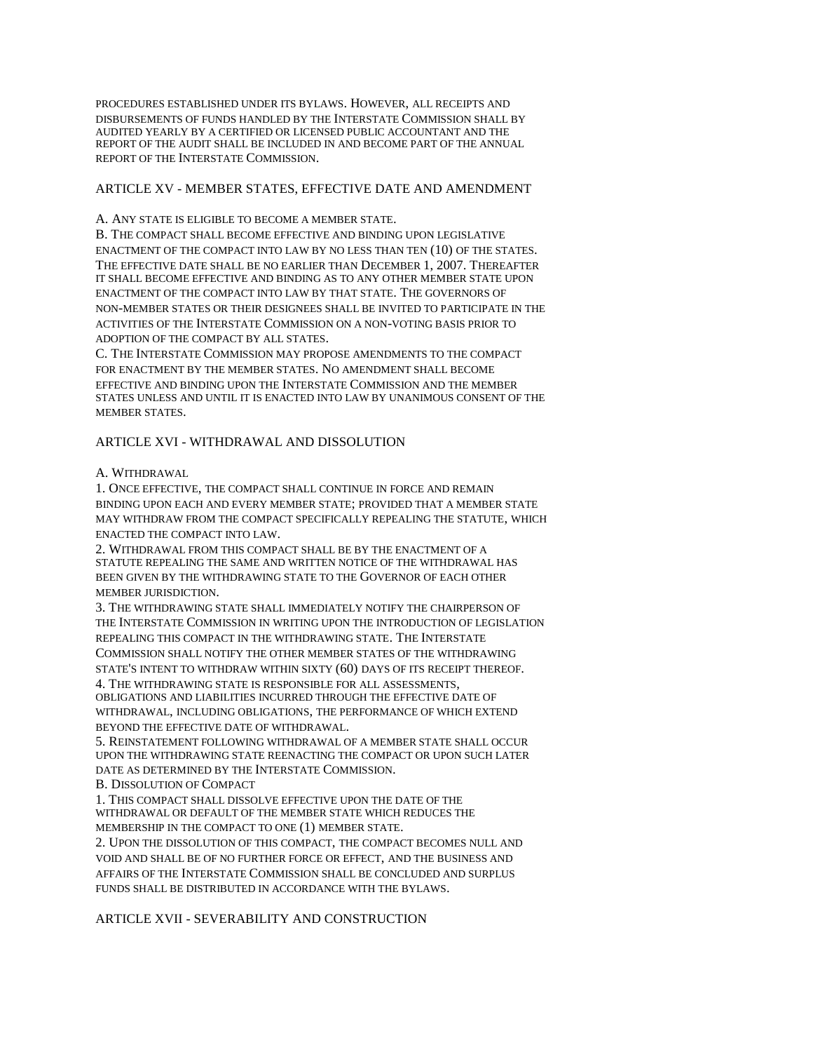PROCEDURES ESTABLISHED UNDER ITS BYLAWS. HOWEVER, ALL RECEIPTS AND DISBURSEMENTS OF FUNDS HANDLED BY THE INTERSTATE COMMISSION SHALL BY AUDITED YEARLY BY A CERTIFIED OR LICENSED PUBLIC ACCOUNTANT AND THE REPORT OF THE AUDIT SHALL BE INCLUDED IN AND BECOME PART OF THE ANNUAL REPORT OF THE INTERSTATE COMMISSION.

## ARTICLE XV - MEMBER STATES, EFFECTIVE DATE AND AMENDMENT

A. ANY STATE IS ELIGIBLE TO BECOME A MEMBER STATE.
B. THE COMPACT SHALL BECOME EFFECTIVE AND BINDING UPON LEGISLATIVE ENACTMENT OF THE COMPACT INTO LAW BY NO LESS THAN TEN (10) OF THE STATES. THE EFFECTIVE DATE SHALL BE NO EARLIER THAN DECEMBER 1, 2007. THEREAFTER IT SHALL BECOME EFFECTIVE AND BINDING AS TO ANY OTHER MEMBER STATE UPON ENACTMENT OF THE COMPACT INTO LAW BY THAT STATE. THE GOVERNORS OF NON-MEMBER STATES OR THEIR DESIGNEES SHALL BE INVITED TO PARTICIPATE IN THE ACTIVITIES OF THE INTERSTATE COMMISSION ON A NON-VOTING BASIS PRIOR TO ADOPTION OF THE COMPACT BY ALL STATES.
C. THE INTERSTATE COMMISSION MAY PROPOSE AMENDMENTS TO THE COMPACT FOR ENACTMENT BY THE MEMBER STATES. NO AMENDMENT SHALL BECOME EFFECTIVE AND BINDING UPON THE INTERSTATE COMMISSION AND THE MEMBER STATES UNLESS AND UNTIL IT IS ENACTED INTO LAW BY UNANIMOUS CONSENT OF THE MEMBER STATES.

## ARTICLE XVI - WITHDRAWAL AND DISSOLUTION

A. WITHDRAWAL
1. ONCE EFFECTIVE, THE COMPACT SHALL CONTINUE IN FORCE AND REMAIN BINDING UPON EACH AND EVERY MEMBER STATE; PROVIDED THAT A MEMBER STATE MAY WITHDRAW FROM THE COMPACT SPECIFICALLY REPEALING THE STATUTE, WHICH ENACTED THE COMPACT INTO LAW.
2. WITHDRAWAL FROM THIS COMPACT SHALL BE BY THE ENACTMENT OF A STATUTE REPEALING THE SAME AND WRITTEN NOTICE OF THE WITHDRAWAL HAS BEEN GIVEN BY THE WITHDRAWING STATE TO THE GOVERNOR OF EACH OTHER MEMBER JURISDICTION.
3. THE WITHDRAWING STATE SHALL IMMEDIATELY NOTIFY THE CHAIRPERSON OF THE INTERSTATE COMMISSION IN WRITING UPON THE INTRODUCTION OF LEGISLATION REPEALING THIS COMPACT IN THE WITHDRAWING STATE. THE INTERSTATE COMMISSION SHALL NOTIFY THE OTHER MEMBER STATES OF THE WITHDRAWING STATE'S INTENT TO WITHDRAW WITHIN SIXTY (60) DAYS OF ITS RECEIPT THEREOF.
4. THE WITHDRAWING STATE IS RESPONSIBLE FOR ALL ASSESSMENTS, OBLIGATIONS AND LIABILITIES INCURRED THROUGH THE EFFECTIVE DATE OF WITHDRAWAL, INCLUDING OBLIGATIONS, THE PERFORMANCE OF WHICH EXTEND BEYOND THE EFFECTIVE DATE OF WITHDRAWAL.
5. REINSTATEMENT FOLLOWING WITHDRAWAL OF A MEMBER STATE SHALL OCCUR UPON THE WITHDRAWING STATE REENACTING THE COMPACT OR UPON SUCH LATER DATE AS DETERMINED BY THE INTERSTATE COMMISSION.
B. DISSOLUTION OF COMPACT
1. THIS COMPACT SHALL DISSOLVE EFFECTIVE UPON THE DATE OF THE WITHDRAWAL OR DEFAULT OF THE MEMBER STATE WHICH REDUCES THE MEMBERSHIP IN THE COMPACT TO ONE (1) MEMBER STATE.
2. UPON THE DISSOLUTION OF THIS COMPACT, THE COMPACT BECOMES NULL AND VOID AND SHALL BE OF NO FURTHER FORCE OR EFFECT, AND THE BUSINESS AND AFFAIRS OF THE INTERSTATE COMMISSION SHALL BE CONCLUDED AND SURPLUS FUNDS SHALL BE DISTRIBUTED IN ACCORDANCE WITH THE BYLAWS.

## ARTICLE XVII - SEVERABILITY AND CONSTRUCTION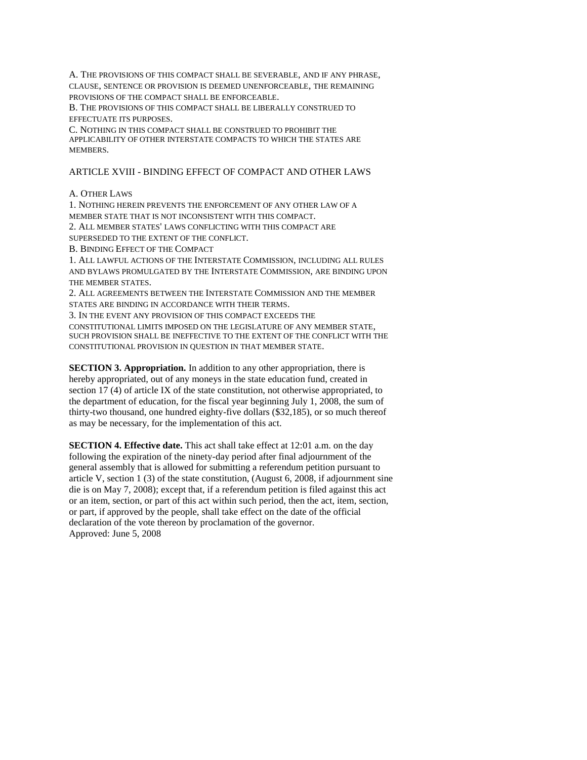A. THE PROVISIONS OF THIS COMPACT SHALL BE SEVERABLE, AND IF ANY PHRASE, CLAUSE, SENTENCE OR PROVISION IS DEEMED UNENFORCEABLE, THE REMAINING PROVISIONS OF THE COMPACT SHALL BE ENFORCEABLE.

B. THE PROVISIONS OF THIS COMPACT SHALL BE LIBERALLY CONSTRUED TO EFFECTUATE ITS PURPOSES.

C. NOTHING IN THIS COMPACT SHALL BE CONSTRUED TO PROHIBIT THE APPLICABILITY OF OTHER INTERSTATE COMPACTS TO WHICH THE STATES ARE MEMBERS.

ARTICLE XVIII - BINDING EFFECT OF COMPACT AND OTHER LAWS

A. OTHER LAWS

1. NOTHING HEREIN PREVENTS THE ENFORCEMENT OF ANY OTHER LAW OF A MEMBER STATE THAT IS NOT INCONSISTENT WITH THIS COMPACT.

2. ALL MEMBER STATES' LAWS CONFLICTING WITH THIS COMPACT ARE SUPERSEDED TO THE EXTENT OF THE CONFLICT.

B. BINDING EFFECT OF THE COMPACT

1. ALL LAWFUL ACTIONS OF THE INTERSTATE COMMISSION, INCLUDING ALL RULES AND BYLAWS PROMULGATED BY THE INTERSTATE COMMISSION, ARE BINDING UPON THE MEMBER STATES.

2. ALL AGREEMENTS BETWEEN THE INTERSTATE COMMISSION AND THE MEMBER STATES ARE BINDING IN ACCORDANCE WITH THEIR TERMS.

3. IN THE EVENT ANY PROVISION OF THIS COMPACT EXCEEDS THE CONSTITUTIONAL LIMITS IMPOSED ON THE LEGISLATURE OF ANY MEMBER STATE, SUCH PROVISION SHALL BE INEFFECTIVE TO THE EXTENT OF THE CONFLICT WITH THE CONSTITUTIONAL PROVISION IN QUESTION IN THAT MEMBER STATE.

**SECTION 3. Appropriation.** In addition to any other appropriation, there is hereby appropriated, out of any moneys in the state education fund, created in section 17 (4) of article IX of the state constitution, not otherwise appropriated, to the department of education, for the fiscal year beginning July 1, 2008, the sum of thirty-two thousand, one hundred eighty-five dollars ($32,185), or so much thereof as may be necessary, for the implementation of this act.

**SECTION 4. Effective date.** This act shall take effect at 12:01 a.m. on the day following the expiration of the ninety-day period after final adjournment of the general assembly that is allowed for submitting a referendum petition pursuant to article V, section 1 (3) of the state constitution, (August 6, 2008, if adjournment sine die is on May 7, 2008); except that, if a referendum petition is filed against this act or an item, section, or part of this act within such period, then the act, item, section, or part, if approved by the people, shall take effect on the date of the official declaration of the vote thereon by proclamation of the governor.

Approved: June 5, 2008